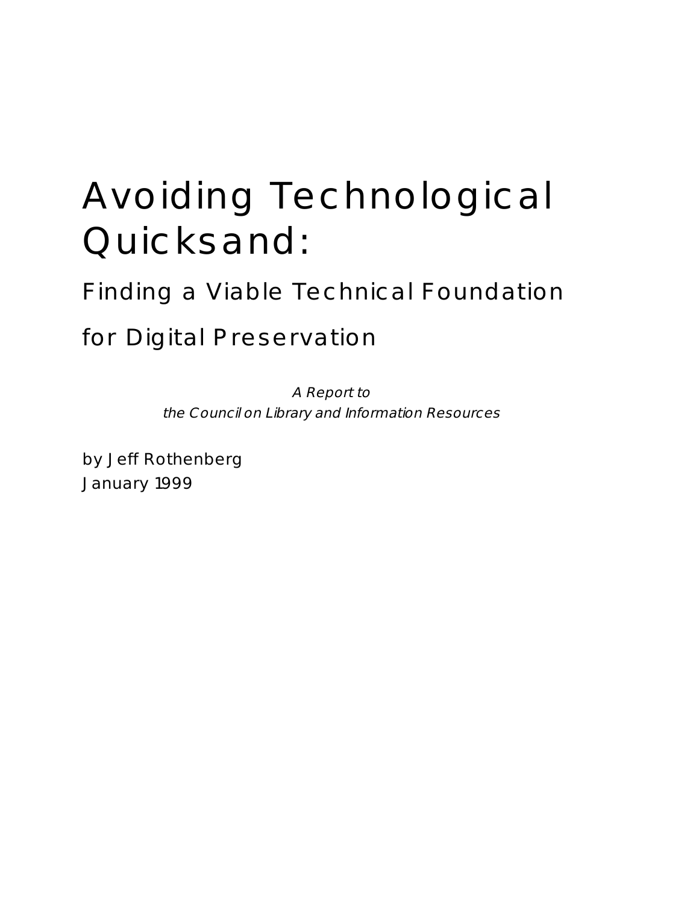# Avoiding Technological Quicksand:

## Finding a Viable Technical Foundation for Digital Preservation

*A Report to*
*the Council on Library and Information Resources*

by Jeff Rothenberg
January 1999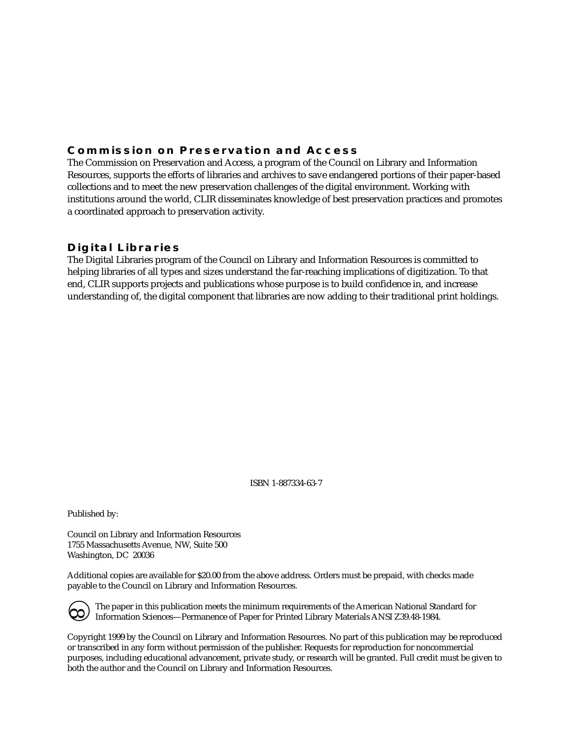## Commission on Preservation and Access

The Commission on Preservation and Access, a program of the Council on Library and Information Resources, supports the efforts of libraries and archives to save endangered portions of their paper-based collections and to meet the new preservation challenges of the digital environment. Working with institutions around the world, CLIR disseminates knowledge of best preservation practices and promotes a coordinated approach to preservation activity.

## Digital Libraries

The Digital Libraries program of the Council on Library and Information Resources is committed to helping libraries of all types and sizes understand the far-reaching implications of digitization. To that end, CLIR supports projects and publications whose purpose is to build confidence in, and increase understanding of, the digital component that libraries are now adding to their traditional print holdings.

ISBN 1-887334-63-7

Published by:

Council on Library and Information Resources
1755 Massachusetts Avenue, NW, Suite 500
Washington, DC 20036

Additional copies are available for $20.00 from the above address. Orders must be prepaid, with checks made payable to the Council on Library and Information Resources.

The paper in this publication meets the minimum requirements of the American National Standard for Information Sciences—Permanence of Paper for Printed Library Materials ANSI Z39.48-1984.

Copyright 1999 by the Council on Library and Information Resources. No part of this publication may be reproduced or transcribed in any form without permission of the publisher. Requests for reproduction for noncommercial purposes, including educational advancement, private study, or research will be granted. Full credit must be given to both the author and the Council on Library and Information Resources.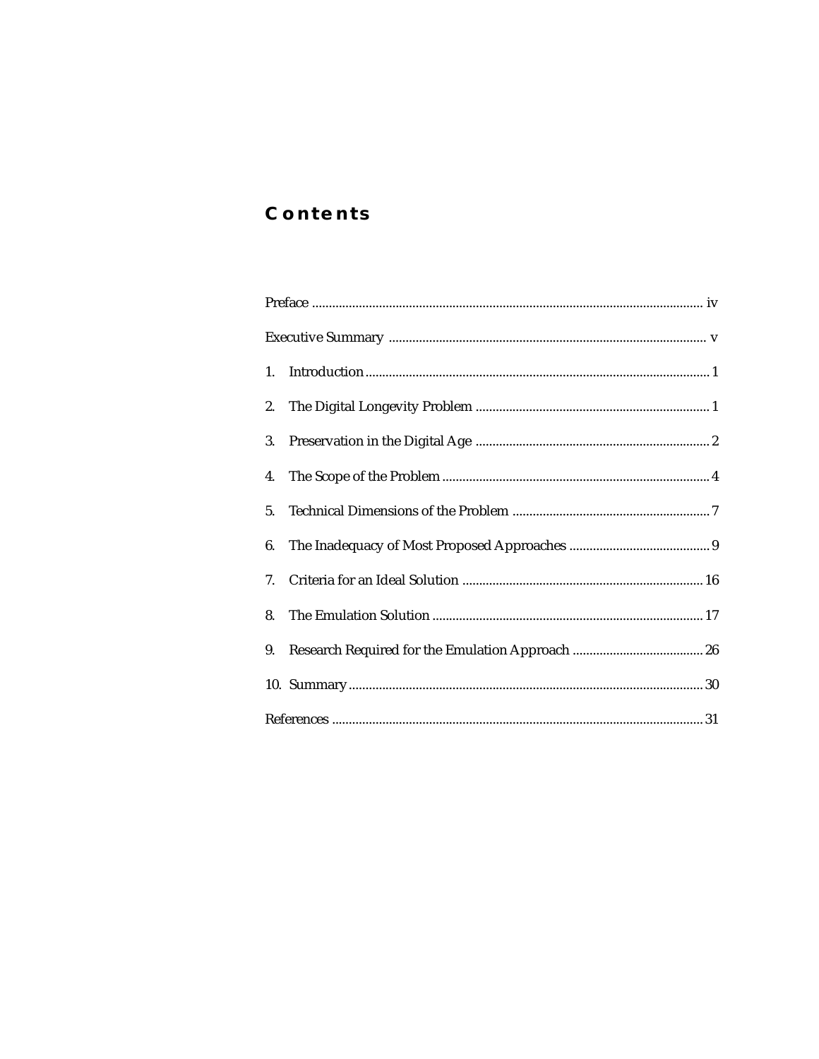# Contents

Preface ..................................................................................................... iv

Executive Summary ............................................................................... v

1. Introduction ........................................................................................ 1
2. The Digital Longevity Problem ......................................................... 1
3. Preservation in the Digital Age ......................................................... 2
4. The Scope of the Problem .................................................................. 4
5. Technical Dimensions of the Problem .............................................. 7
6. The Inadequacy of Most Proposed Approaches ............................... 9
7. Criteria for an Ideal Solution ........................................................... 16
8. The Emulation Solution ................................................................... 17
9. Research Required for the Emulation Approach ............................ 26
10. Summary .......................................................................................... 30

References ............................................................................................... 31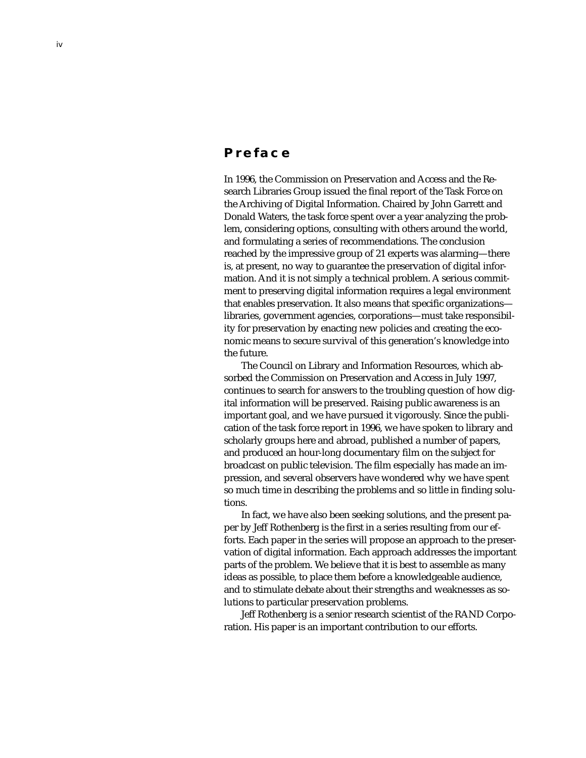# Preface

In 1996, the Commission on Preservation and Access and the Research Libraries Group issued the final report of the Task Force on the Archiving of Digital Information. Chaired by John Garrett and Donald Waters, the task force spent over a year analyzing the problem, considering options, consulting with others around the world, and formulating a series of recommendations. The conclusion reached by the impressive group of 21 experts was alarming—there is, at present, no way to guarantee the preservation of digital information. And it is not simply a technical problem. A serious commitment to preserving digital information requires a legal environment that enables preservation. It also means that specific organizations—libraries, government agencies, corporations—must take responsibility for preservation by enacting new policies and creating the economic means to secure survival of this generation's knowledge into the future.

The Council on Library and Information Resources, which absorbed the Commission on Preservation and Access in July 1997, continues to search for answers to the troubling question of how digital information will be preserved. Raising public awareness is an important goal, and we have pursued it vigorously. Since the publication of the task force report in 1996, we have spoken to library and scholarly groups here and abroad, published a number of papers, and produced an hour-long documentary film on the subject for broadcast on public television. The film especially has made an impression, and several observers have wondered why we have spent so much time in describing the problems and so little in finding solutions.

In fact, we have also been seeking solutions, and the present paper by Jeff Rothenberg is the first in a series resulting from our efforts. Each paper in the series will propose an approach to the preservation of digital information. Each approach addresses the important parts of the problem. We believe that it is best to assemble as many ideas as possible, to place them before a knowledgeable audience, and to stimulate debate about their strengths and weaknesses as solutions to particular preservation problems.

Jeff Rothenberg is a senior research scientist of the RAND Corporation. His paper is an important contribution to our efforts.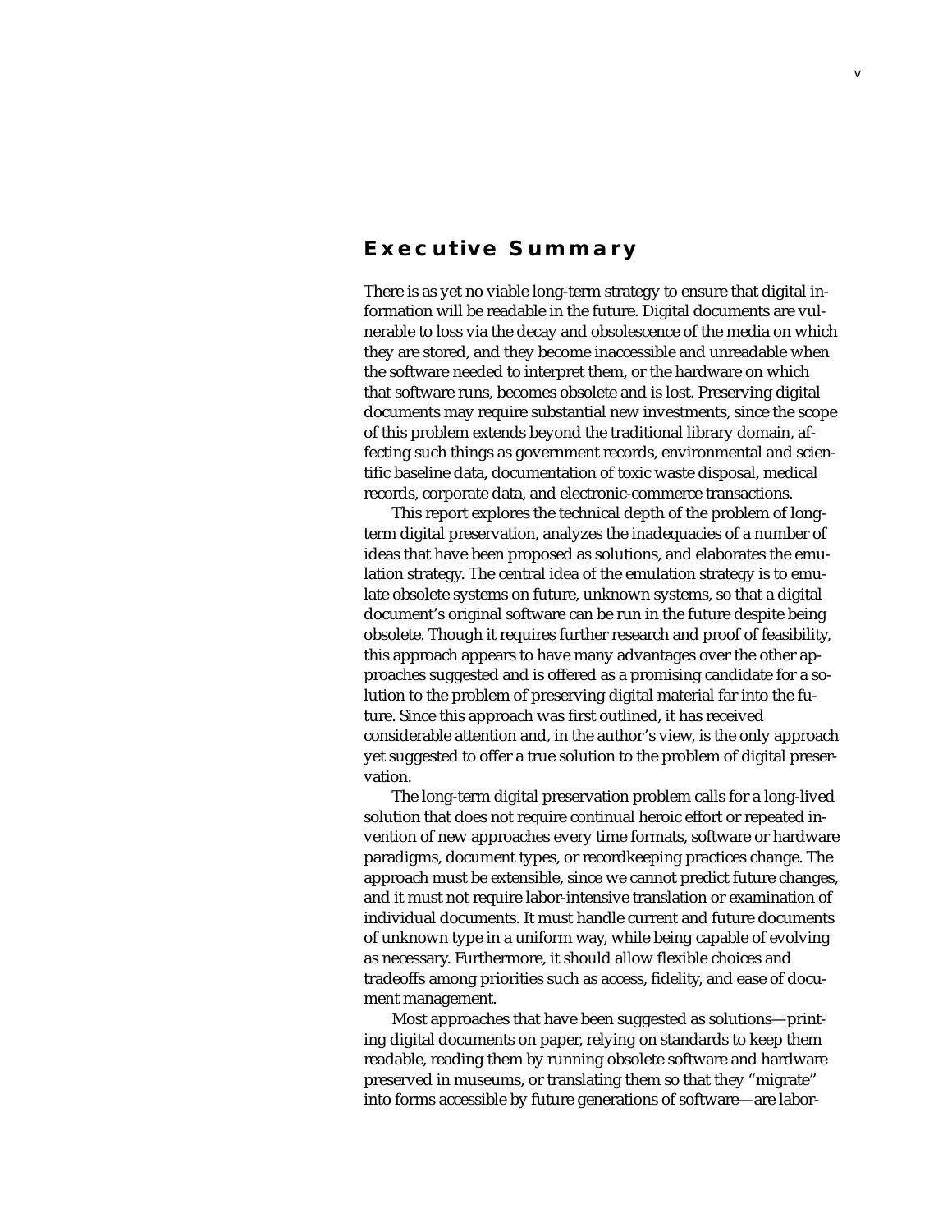## Executive Summary

There is as yet no viable long-term strategy to ensure that digital information will be readable in the future. Digital documents are vulnerable to loss via the decay and obsolescence of the media on which they are stored, and they become inaccessible and unreadable when the software needed to interpret them, or the hardware on which that software runs, becomes obsolete and is lost. Preserving digital documents may require substantial new investments, since the scope of this problem extends beyond the traditional library domain, affecting such things as government records, environmental and scientific baseline data, documentation of toxic waste disposal, medical records, corporate data, and electronic-commerce transactions.

This report explores the technical depth of the problem of long-term digital preservation, analyzes the inadequacies of a number of ideas that have been proposed as solutions, and elaborates the emulation strategy. The central idea of the emulation strategy is to emulate obsolete systems on future, unknown systems, so that a digital document's original software can be run in the future despite being obsolete. Though it requires further research and proof of feasibility, this approach appears to have many advantages over the other approaches suggested and is offered as a promising candidate for a solution to the problem of preserving digital material far into the future. Since this approach was first outlined, it has received considerable attention and, in the author's view, is the only approach yet suggested to offer a true solution to the problem of digital preservation.

The long-term digital preservation problem calls for a long-lived solution that does not require continual heroic effort or repeated invention of new approaches every time formats, software or hardware paradigms, document types, or recordkeeping practices change. The approach must be extensible, since we cannot predict future changes, and it must not require labor-intensive translation or examination of individual documents. It must handle current and future documents of unknown type in a uniform way, while being capable of evolving as necessary. Furthermore, it should allow flexible choices and tradeoffs among priorities such as access, fidelity, and ease of document management.

Most approaches that have been suggested as solutions—printing digital documents on paper, relying on standards to keep them readable, reading them by running obsolete software and hardware preserved in museums, or translating them so that they "migrate" into forms accessible by future generations of software—are labor-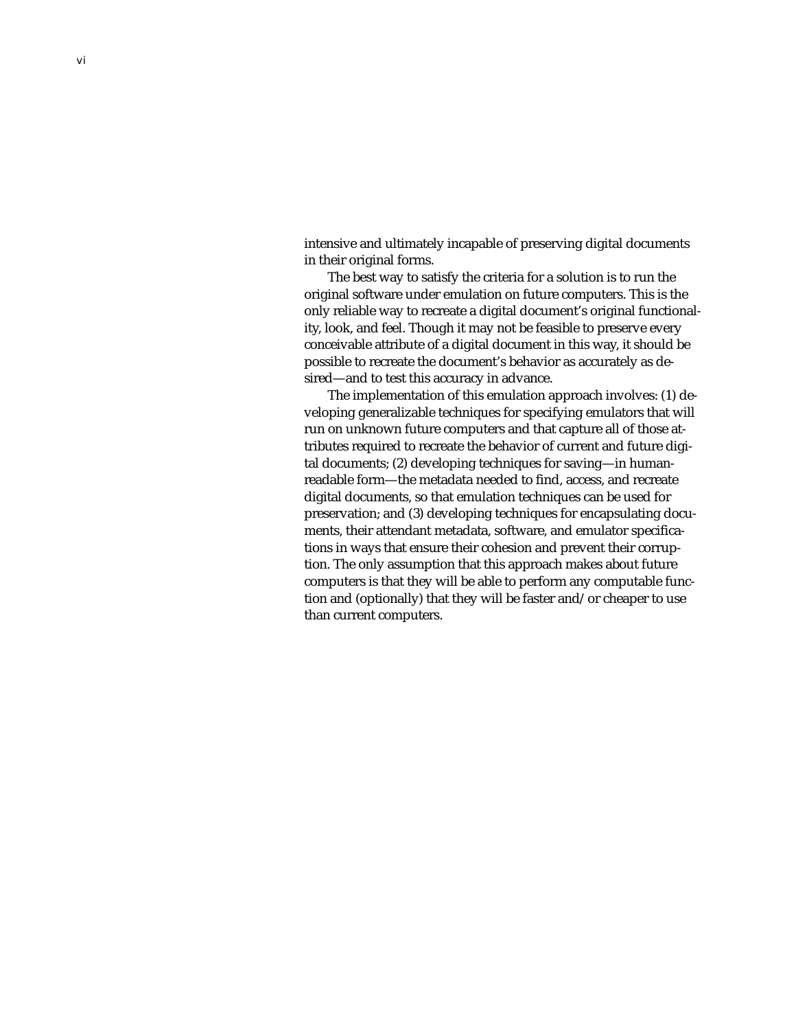intensive and ultimately incapable of preserving digital documents in their original forms.

The best way to satisfy the criteria for a solution is to run the original software under emulation on future computers. This is the only reliable way to recreate a digital document's original functionality, look, and feel. Though it may not be feasible to preserve every conceivable attribute of a digital document in this way, it should be possible to recreate the document's behavior as accurately as desired—and to test this accuracy in advance.

The implementation of this emulation approach involves: (1) developing generalizable techniques for specifying emulators that will run on unknown future computers and that capture all of those attributes required to recreate the behavior of current and future digital documents; (2) developing techniques for saving—in human-readable form—the metadata needed to find, access, and recreate digital documents, so that emulation techniques can be used for preservation; and (3) developing techniques for encapsulating documents, their attendant metadata, software, and emulator specifications in ways that ensure their cohesion and prevent their corruption. The only assumption that this approach makes about future computers is that they will be able to perform any computable function and (optionally) that they will be faster and/or cheaper to use than current computers.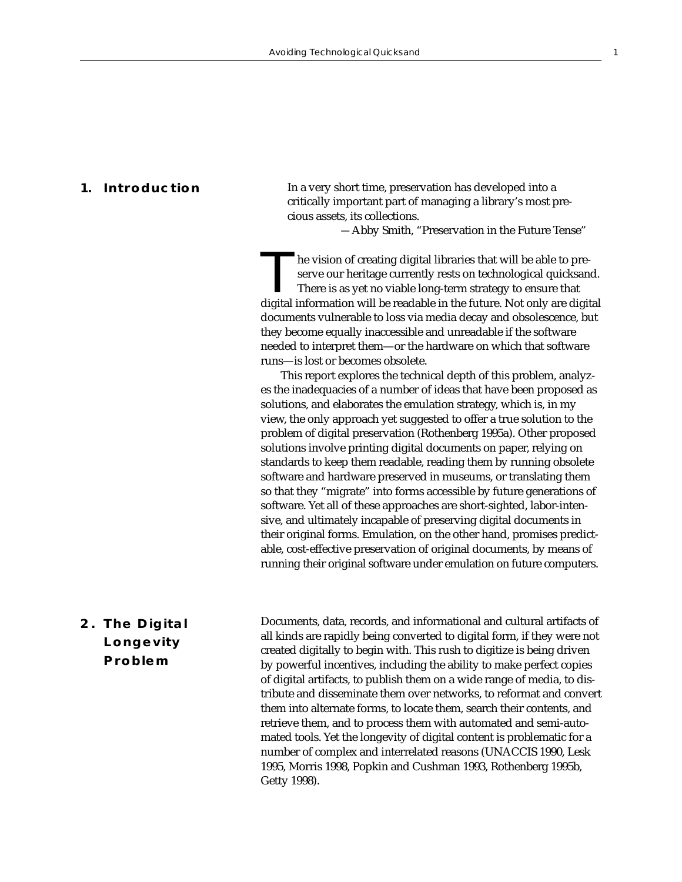## 1. Introduction

> In a very short time, preservation has developed into a critically important part of managing a library's most precious assets, its collections.
>
> —Abby Smith, "Preservation in the Future Tense"

The vision of creating digital libraries that will be able to preserve our heritage currently rests on technological quicksand. There is as yet no viable long-term strategy to ensure that digital information will be readable in the future. Not only are digital documents vulnerable to loss via media decay and obsolescence, but they become equally inaccessible and unreadable if the software needed to interpret them—or the hardware on which that software runs—is lost or becomes obsolete.

This report explores the technical depth of this problem, analyzes the inadequacies of a number of ideas that have been proposed as solutions, and elaborates the emulation strategy, which is, in my view, the only approach yet suggested to offer a true solution to the problem of digital preservation (Rothenberg 1995a). Other proposed solutions involve printing digital documents on paper, relying on standards to keep them readable, reading them by running obsolete software and hardware preserved in museums, or translating them so that they "migrate" into forms accessible by future generations of software. Yet all of these approaches are short-sighted, labor-intensive, and ultimately incapable of preserving digital documents in their original forms. Emulation, on the other hand, promises predictable, cost-effective preservation of original documents, by means of running their original software under emulation on future computers.

## 2. The Digital Longevity Problem

Documents, data, records, and informational and cultural artifacts of all kinds are rapidly being converted to digital form, if they were not created digitally to begin with. This rush to digitize is being driven by powerful incentives, including the ability to make perfect copies of digital artifacts, to publish them on a wide range of media, to distribute and disseminate them over networks, to reformat and convert them into alternate forms, to locate them, search their contents, and retrieve them, and to process them with automated and semi-automated tools. Yet the longevity of digital content is problematic for a number of complex and interrelated reasons (UNACCIS 1990, Lesk 1995, Morris 1998, Popkin and Cushman 1993, Rothenberg 1995b, Getty 1998).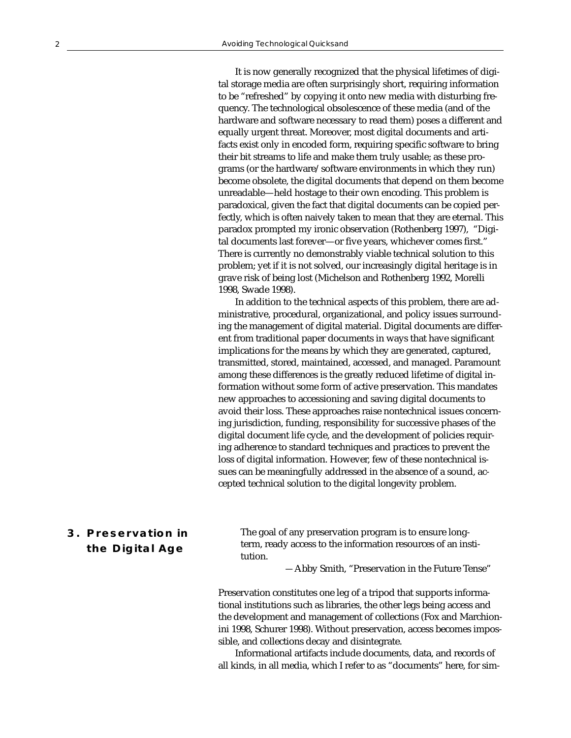It is now generally recognized that the physical lifetimes of digital storage media are often surprisingly short, requiring information to be "refreshed" by copying it onto new media with disturbing frequency. The technological obsolescence of these media (and of the hardware and software necessary to read them) poses a different and equally urgent threat. Moreover, most digital documents and artifacts exist only in encoded form, requiring specific software to bring their bit streams to life and make them truly usable; as these programs (or the hardware/software environments in which they run) become obsolete, the digital documents that depend on them become unreadable—held hostage to their own encoding. This problem is paradoxical, given the fact that digital documents can be copied perfectly, which is often naively taken to mean that they are eternal. This paradox prompted my ironic observation (Rothenberg 1997), "Digital documents last forever—or five years, whichever comes first." There is currently no demonstrably viable technical solution to this problem; yet if it is not solved, our increasingly digital heritage is in grave risk of being lost (Michelson and Rothenberg 1992, Morelli 1998, Swade 1998).

In addition to the technical aspects of this problem, there are administrative, procedural, organizational, and policy issues surrounding the management of digital material. Digital documents are different from traditional paper documents in ways that have significant implications for the means by which they are generated, captured, transmitted, stored, maintained, accessed, and managed. Paramount among these differences is the greatly reduced lifetime of digital information without some form of active preservation. This mandates new approaches to accessioning and saving digital documents to avoid their loss. These approaches raise nontechnical issues concerning jurisdiction, funding, responsibility for successive phases of the digital document life cycle, and the development of policies requiring adherence to standard techniques and practices to prevent the loss of digital information. However, few of these nontechnical issues can be meaningfully addressed in the absence of a sound, accepted technical solution to the digital longevity problem.

## 3. Preservation in the Digital Age

> The goal of any preservation program is to ensure long-term, ready access to the information resources of an institution.
>
> —Abby Smith, "Preservation in the Future Tense"

Preservation constitutes one leg of a tripod that supports informational institutions such as libraries, the other legs being access and the development and management of collections (Fox and Marchionini 1998, Schurer 1998). Without preservation, access becomes impossible, and collections decay and disintegrate.

Informational artifacts include documents, data, and records of all kinds, in all media, which I refer to as "documents" here, for sim-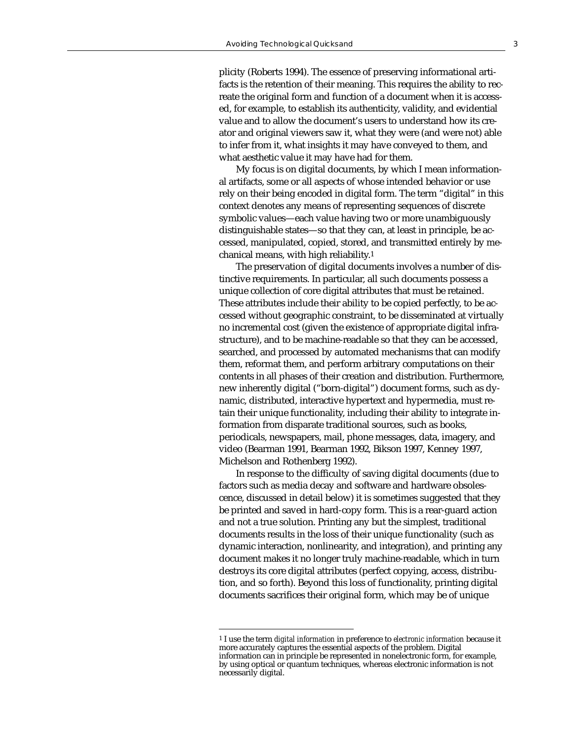plicity (Roberts 1994). The essence of preserving informational artifacts is the retention of their meaning. This requires the ability to recreate the original form and function of a document when it is accessed, for example, to establish its authenticity, validity, and evidential value and to allow the document's users to understand how its creator and original viewers saw it, what they were (and were not) able to infer from it, what insights it may have conveyed to them, and what aesthetic value it may have had for them.

My focus is on digital documents, by which I mean informational artifacts, some or all aspects of whose intended behavior or use rely on their being encoded in digital form. The term "digital" in this context denotes any means of representing sequences of discrete symbolic values—each value having two or more unambiguously distinguishable states—so that they can, at least in principle, be accessed, manipulated, copied, stored, and transmitted entirely by mechanical means, with high reliability.[1]

The preservation of digital documents involves a number of distinctive requirements. In particular, all such documents possess a unique collection of core digital attributes that must be retained. These attributes include their ability to be copied perfectly, to be accessed without geographic constraint, to be disseminated at virtually no incremental cost (given the existence of appropriate digital infrastructure), and to be machine-readable so that they can be accessed, searched, and processed by automated mechanisms that can modify them, reformat them, and perform arbitrary computations on their contents in all phases of their creation and distribution. Furthermore, new inherently digital ("born-digital") document forms, such as dynamic, distributed, interactive hypertext and hypermedia, must retain their unique functionality, including their ability to integrate information from disparate traditional sources, such as books, periodicals, newspapers, mail, phone messages, data, imagery, and video (Bearman 1991, Bearman 1992, Bikson 1997, Kenney 1997, Michelson and Rothenberg 1992).

In response to the difficulty of saving digital documents (due to factors such as media decay and software and hardware obsolescence, discussed in detail below) it is sometimes suggested that they be printed and saved in hard-copy form. This is a rear-guard action and not a true solution. Printing any but the simplest, traditional documents results in the loss of their unique functionality (such as dynamic interaction, nonlinearity, and integration), and printing any document makes it no longer truly machine-readable, which in turn destroys its core digital attributes (perfect copying, access, distribution, and so forth). Beyond this loss of functionality, printing digital documents sacrifices their original form, which may be of unique

---

[1] I use the term *digital information* in preference to *electronic information* because it more accurately captures the essential aspects of the problem. Digital information can in principle be represented in nonelectronic form, for example, by using optical or quantum techniques, whereas electronic information is not necessarily digital.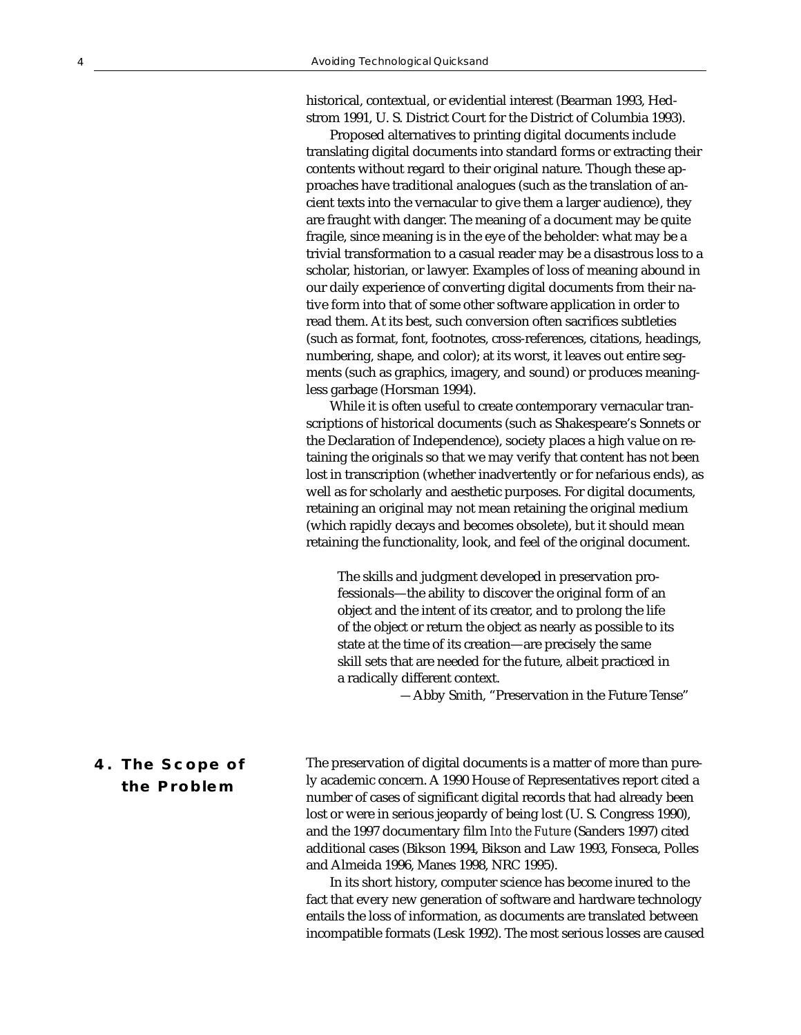historical, contextual, or evidential interest (Bearman 1993, Hedstrom 1991, U. S. District Court for the District of Columbia 1993).

Proposed alternatives to printing digital documents include translating digital documents into standard forms or extracting their contents without regard to their original nature. Though these approaches have traditional analogues (such as the translation of ancient texts into the vernacular to give them a larger audience), they are fraught with danger. The meaning of a document may be quite fragile, since meaning is in the eye of the beholder: what may be a trivial transformation to a casual reader may be a disastrous loss to a scholar, historian, or lawyer. Examples of loss of meaning abound in our daily experience of converting digital documents from their native form into that of some other software application in order to read them. At its best, such conversion often sacrifices subtleties (such as format, font, footnotes, cross-references, citations, headings, numbering, shape, and color); at its worst, it leaves out entire segments (such as graphics, imagery, and sound) or produces meaningless garbage (Horsman 1994).

While it is often useful to create contemporary vernacular transcriptions of historical documents (such as Shakespeare's Sonnets or the Declaration of Independence), society places a high value on retaining the originals so that we may verify that content has not been lost in transcription (whether inadvertently or for nefarious ends), as well as for scholarly and aesthetic purposes. For digital documents, retaining an original may not mean retaining the original medium (which rapidly decays and becomes obsolete), but it should mean retaining the functionality, look, and feel of the original document.

> The skills and judgment developed in preservation professionals—the ability to discover the original form of an object and the intent of its creator, and to prolong the life of the object or return the object as nearly as possible to its state at the time of its creation—are precisely the same skill sets that are needed for the future, albeit practiced in a radically different context.
>
> —Abby Smith, "Preservation in the Future Tense"

## 4. The Scope of the Problem

The preservation of digital documents is a matter of more than purely academic concern. A 1990 House of Representatives report cited a number of cases of significant digital records that had already been lost or were in serious jeopardy of being lost (U. S. Congress 1990), and the 1997 documentary film *Into the Future* (Sanders 1997) cited additional cases (Bikson 1994, Bikson and Law 1993, Fonseca, Polles and Almeida 1996, Manes 1998, NRC 1995).

In its short history, computer science has become inured to the fact that every new generation of software and hardware technology entails the loss of information, as documents are translated between incompatible formats (Lesk 1992). The most serious losses are caused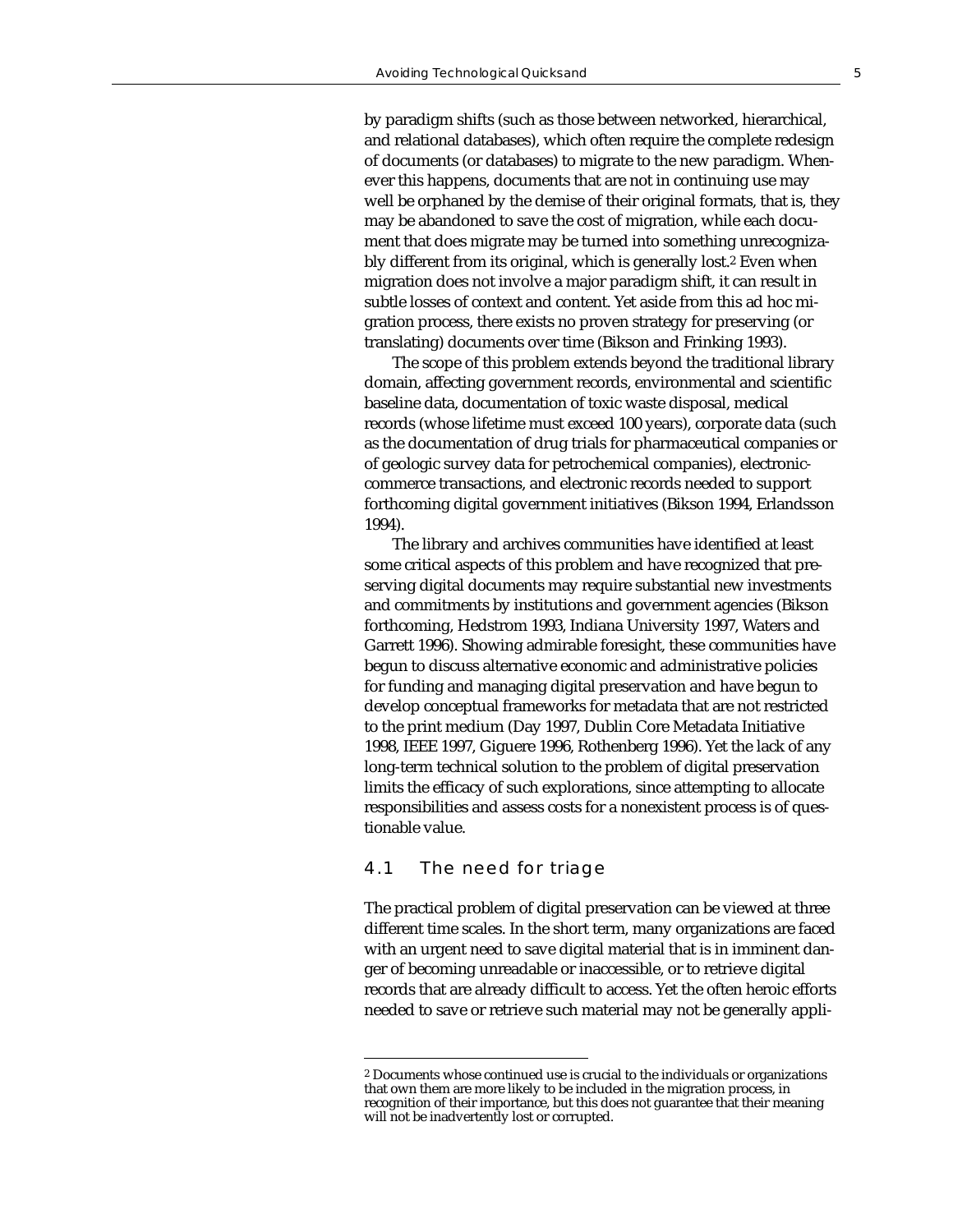by paradigm shifts (such as those between networked, hierarchical, and relational databases), which often require the complete redesign of documents (or databases) to migrate to the new paradigm. Whenever this happens, documents that are not in continuing use may well be orphaned by the demise of their original formats, that is, they may be abandoned to save the cost of migration, while each document that does migrate may be turned into something unrecognizably different from its original, which is generally lost.[2] Even when migration does not involve a major paradigm shift, it can result in subtle losses of context and content. Yet aside from this ad hoc migration process, there exists no proven strategy for preserving (or translating) documents over time (Bikson and Frinking 1993).

The scope of this problem extends beyond the traditional library domain, affecting government records, environmental and scientific baseline data, documentation of toxic waste disposal, medical records (whose lifetime must exceed 100 years), corporate data (such as the documentation of drug trials for pharmaceutical companies or of geologic survey data for petrochemical companies), electronic-commerce transactions, and electronic records needed to support forthcoming digital government initiatives (Bikson 1994, Erlandsson 1994).

The library and archives communities have identified at least some critical aspects of this problem and have recognized that preserving digital documents may require substantial new investments and commitments by institutions and government agencies (Bikson forthcoming, Hedstrom 1993, Indiana University 1997, Waters and Garrett 1996). Showing admirable foresight, these communities have begun to discuss alternative economic and administrative policies for funding and managing digital preservation and have begun to develop conceptual frameworks for metadata that are not restricted to the print medium (Day 1997, Dublin Core Metadata Initiative 1998, IEEE 1997, Giguere 1996, Rothenberg 1996). Yet the lack of any long-term technical solution to the problem of digital preservation limits the efficacy of such explorations, since attempting to allocate responsibilities and assess costs for a nonexistent process is of questionable value.

## 4.1 The need for triage

The practical problem of digital preservation can be viewed at three different time scales. In the short term, many organizations are faced with an urgent need to save digital material that is in imminent danger of becoming unreadable or inaccessible, or to retrieve digital records that are already difficult to access. Yet the often heroic efforts needed to save or retrieve such material may not be generally appli-

---

[2] Documents whose continued use is crucial to the individuals or organizations that own them are more likely to be included in the migration process, in recognition of their importance, but this does not guarantee that their meaning will not be inadvertently lost or corrupted.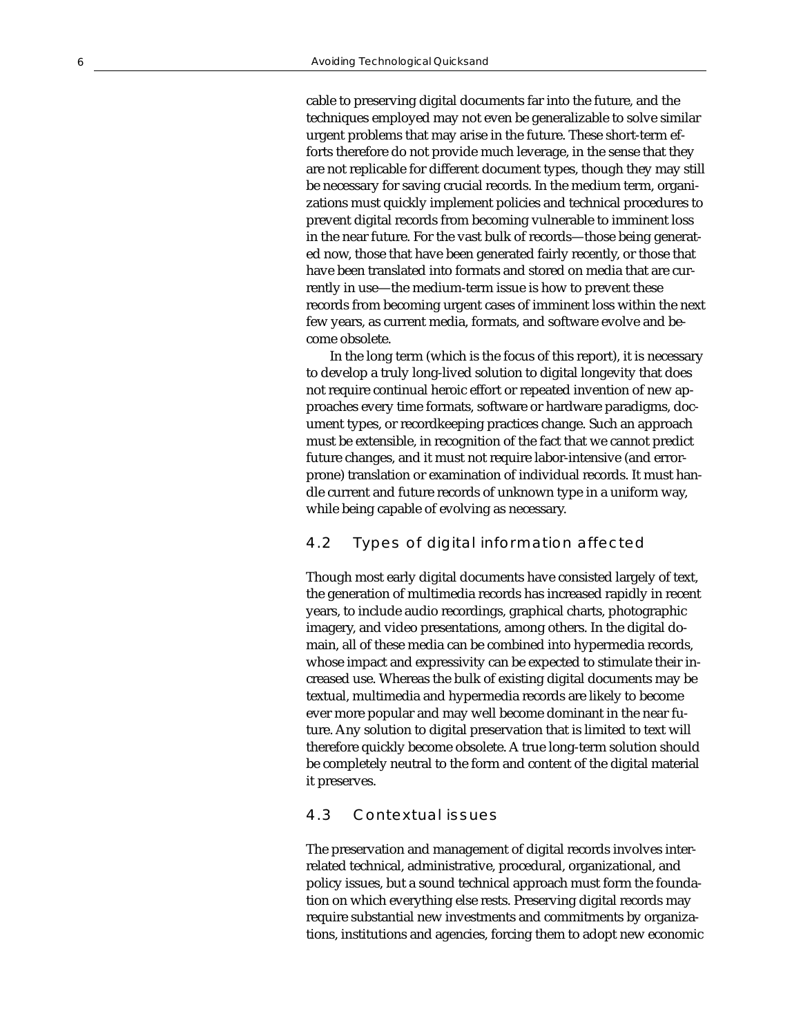cable to preserving digital documents far into the future, and the techniques employed may not even be generalizable to solve similar urgent problems that may arise in the future. These short-term efforts therefore do not provide much leverage, in the sense that they are not replicable for different document types, though they may still be necessary for saving crucial records. In the medium term, organizations must quickly implement policies and technical procedures to prevent digital records from becoming vulnerable to imminent loss in the near future. For the vast bulk of records—those being generated now, those that have been generated fairly recently, or those that have been translated into formats and stored on media that are currently in use—the medium-term issue is how to prevent these records from becoming urgent cases of imminent loss within the next few years, as current media, formats, and software evolve and become obsolete.

In the long term (which is the focus of this report), it is necessary to develop a truly long-lived solution to digital longevity that does not require continual heroic effort or repeated invention of new approaches every time formats, software or hardware paradigms, document types, or recordkeeping practices change. Such an approach must be extensible, in recognition of the fact that we cannot predict future changes, and it must not require labor-intensive (and error-prone) translation or examination of individual records. It must handle current and future records of unknown type in a uniform way, while being capable of evolving as necessary.

## 4.2 Types of digital information affected

Though most early digital documents have consisted largely of text, the generation of multimedia records has increased rapidly in recent years, to include audio recordings, graphical charts, photographic imagery, and video presentations, among others. In the digital domain, all of these media can be combined into hypermedia records, whose impact and expressivity can be expected to stimulate their increased use. Whereas the bulk of existing digital documents may be textual, multimedia and hypermedia records are likely to become ever more popular and may well become dominant in the near future. Any solution to digital preservation that is limited to text will therefore quickly become obsolete. A true long-term solution should be completely neutral to the form and content of the digital material it preserves.

## 4.3 Contextual issues

The preservation and management of digital records involves interrelated technical, administrative, procedural, organizational, and policy issues, but a sound technical approach must form the foundation on which everything else rests. Preserving digital records may require substantial new investments and commitments by organizations, institutions and agencies, forcing them to adopt new economic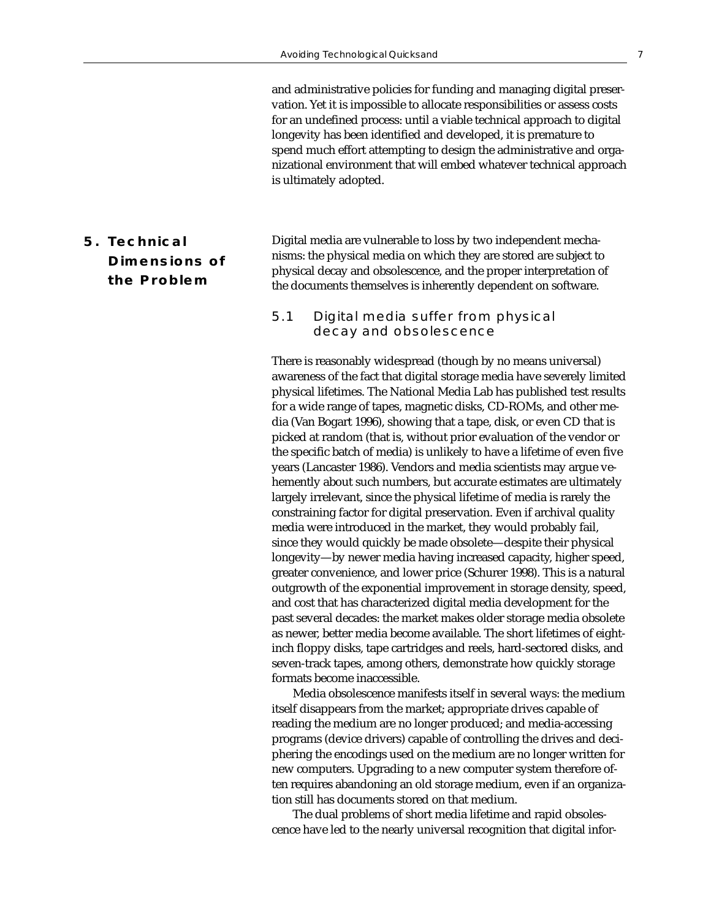and administrative policies for funding and managing digital preservation. Yet it is impossible to allocate responsibilities or assess costs for an undefined process: until a viable technical approach to digital longevity has been identified and developed, it is premature to spend much effort attempting to design the administrative and organizational environment that will embed whatever technical approach is ultimately adopted.

## 5. Technical Dimensions of the Problem

Digital media are vulnerable to loss by two independent mechanisms: the physical media on which they are stored are subject to physical decay and obsolescence, and the proper interpretation of the documents themselves is inherently dependent on software.

### 5.1 Digital media suffer from physical decay and obsolescence

There is reasonably widespread (though by no means universal) awareness of the fact that digital storage media have severely limited physical lifetimes. The National Media Lab has published test results for a wide range of tapes, magnetic disks, CD-ROMs, and other media (Van Bogart 1996), showing that a tape, disk, or even CD that is picked at random (that is, without prior evaluation of the vendor or the specific batch of media) is unlikely to have a lifetime of even five years (Lancaster 1986). Vendors and media scientists may argue vehemently about such numbers, but accurate estimates are ultimately largely irrelevant, since the physical lifetime of media is rarely the constraining factor for digital preservation. Even if archival quality media were introduced in the market, they would probably fail, since they would quickly be made obsolete—despite their physical longevity—by newer media having increased capacity, higher speed, greater convenience, and lower price (Schurer 1998). This is a natural outgrowth of the exponential improvement in storage density, speed, and cost that has characterized digital media development for the past several decades: the market makes older storage media obsolete as newer, better media become available. The short lifetimes of eight-inch floppy disks, tape cartridges and reels, hard-sectored disks, and seven-track tapes, among others, demonstrate how quickly storage formats become inaccessible.

Media obsolescence manifests itself in several ways: the medium itself disappears from the market; appropriate drives capable of reading the medium are no longer produced; and media-accessing programs (device drivers) capable of controlling the drives and deciphering the encodings used on the medium are no longer written for new computers. Upgrading to a new computer system therefore often requires abandoning an old storage medium, even if an organization still has documents stored on that medium.

The dual problems of short media lifetime and rapid obsolescence have led to the nearly universal recognition that digital infor-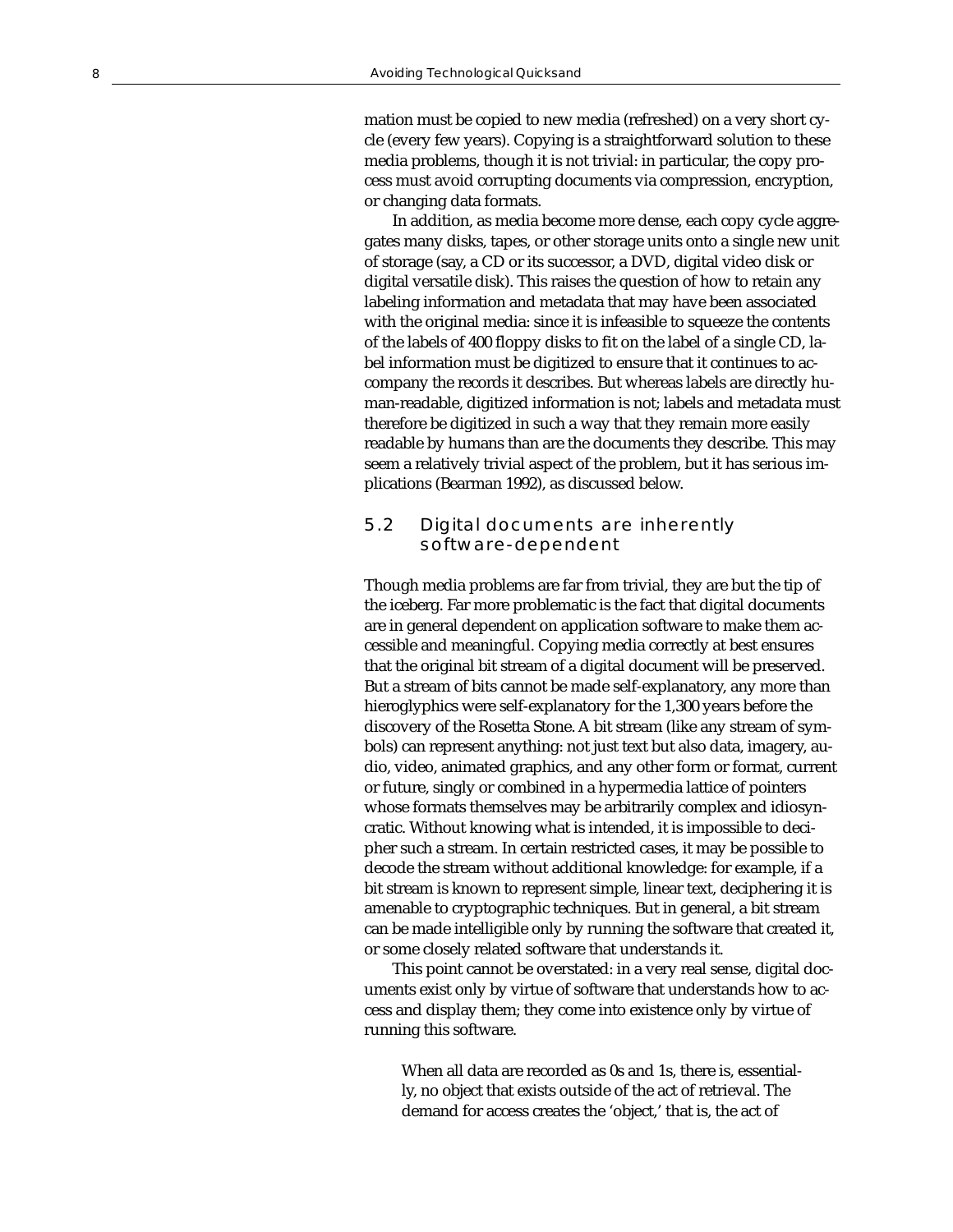mation must be copied to new media (refreshed) on a very short cycle (every few years). Copying is a straightforward solution to these media problems, though it is not trivial: in particular, the copy process must avoid corrupting documents via compression, encryption, or changing data formats.

In addition, as media become more dense, each copy cycle aggregates many disks, tapes, or other storage units onto a single new unit of storage (say, a CD or its successor, a DVD, digital video disk or digital versatile disk). This raises the question of how to retain any labeling information and metadata that may have been associated with the original media: since it is infeasible to squeeze the contents of the labels of 400 floppy disks to fit on the label of a single CD, label information must be digitized to ensure that it continues to accompany the records it describes. But whereas labels are directly human-readable, digitized information is not; labels and metadata must therefore be digitized in such a way that they remain more easily readable by humans than are the documents they describe. This may seem a relatively trivial aspect of the problem, but it has serious implications (Bearman 1992), as discussed below.

## 5.2 Digital documents are inherently software-dependent

Though media problems are far from trivial, they are but the tip of the iceberg. Far more problematic is the fact that digital documents are in general dependent on application software to make them accessible and meaningful. Copying media correctly at best ensures that the original bit stream of a digital document will be preserved. But a stream of bits cannot be made self-explanatory, any more than hieroglyphics were self-explanatory for the 1,300 years before the discovery of the Rosetta Stone. A bit stream (like any stream of symbols) can represent anything: not just text but also data, imagery, audio, video, animated graphics, and any other form or format, current or future, singly or combined in a hypermedia lattice of pointers whose formats themselves may be arbitrarily complex and idiosyncratic. Without knowing what is intended, it is impossible to decipher such a stream. In certain restricted cases, it may be possible to decode the stream without additional knowledge: for example, if a bit stream is known to represent simple, linear text, deciphering it is amenable to cryptographic techniques. But in general, a bit stream can be made intelligible only by running the software that created it, or some closely related software that understands it.

This point cannot be overstated: in a very real sense, digital documents exist only by virtue of software that understands how to access and display them; they come into existence only by virtue of running this software.

> When all data are recorded as 0s and 1s, there is, essentially, no object that exists outside of the act of retrieval. The demand for access creates the 'object,' that is, the act of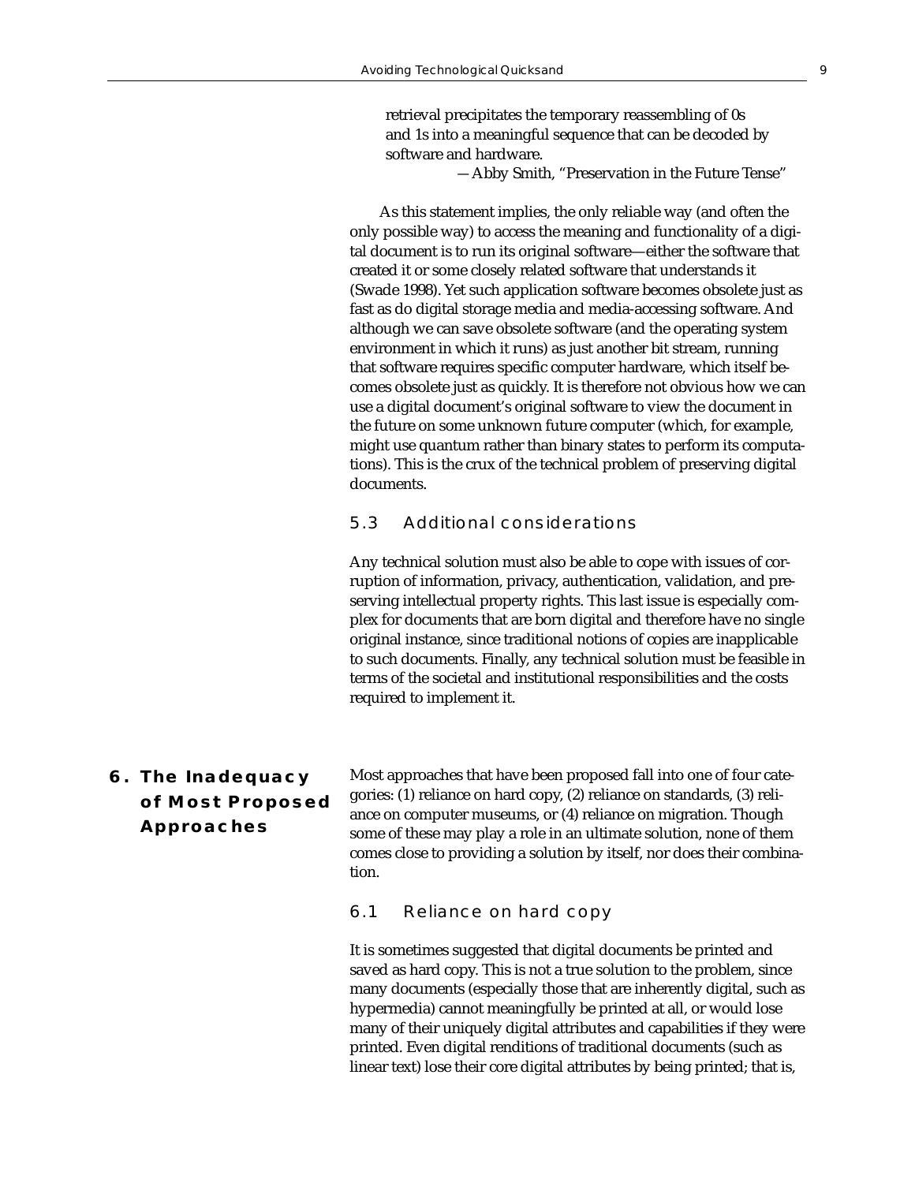retrieval precipitates the temporary reassembling of 0s and 1s into a meaningful sequence that can be decoded by software and hardware.

—Abby Smith, "Preservation in the Future Tense"

As this statement implies, the only reliable way (and often the only possible way) to access the meaning and functionality of a digital document is to run its original software—either the software that created it or some closely related software that understands it (Swade 1998). Yet such application software becomes obsolete just as fast as do digital storage media and media-accessing software. And although we can save obsolete software (and the operating system environment in which it runs) as just another bit stream, running that software requires specific computer hardware, which itself becomes obsolete just as quickly. It is therefore not obvious how we can use a digital document's original software to view the document in the future on some unknown future computer (which, for example, might use quantum rather than binary states to perform its computations). This is the crux of the technical problem of preserving digital documents.

### 5.3 Additional considerations

Any technical solution must also be able to cope with issues of corruption of information, privacy, authentication, validation, and preserving intellectual property rights. This last issue is especially complex for documents that are born digital and therefore have no single original instance, since traditional notions of copies are inapplicable to such documents. Finally, any technical solution must be feasible in terms of the societal and institutional responsibilities and the costs required to implement it.

## 6. The Inadequacy of Most Proposed Approaches

Most approaches that have been proposed fall into one of four categories: (1) reliance on hard copy, (2) reliance on standards, (3) reliance on computer museums, or (4) reliance on migration. Though some of these may play a role in an ultimate solution, none of them comes close to providing a solution by itself, nor does their combination.

### 6.1 Reliance on hard copy

It is sometimes suggested that digital documents be printed and saved as hard copy. This is not a true solution to the problem, since many documents (especially those that are inherently digital, such as hypermedia) cannot meaningfully be printed at all, or would lose many of their uniquely digital attributes and capabilities if they were printed. Even digital renditions of traditional documents (such as linear text) lose their core digital attributes by being printed; that is,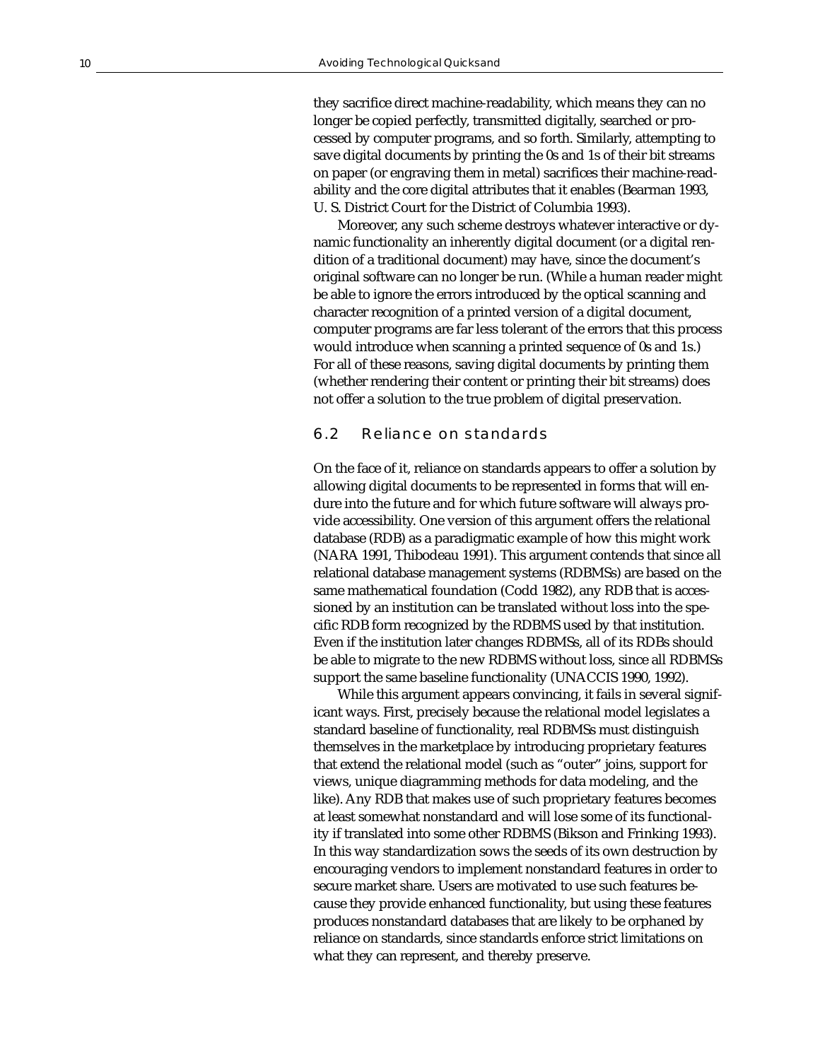they sacrifice direct machine-readability, which means they can no longer be copied perfectly, transmitted digitally, searched or processed by computer programs, and so forth. Similarly, attempting to save digital documents by printing the 0s and 1s of their bit streams on paper (or engraving them in metal) sacrifices their machine-readability and the core digital attributes that it enables (Bearman 1993, U. S. District Court for the District of Columbia 1993).

Moreover, any such scheme destroys whatever interactive or dynamic functionality an inherently digital document (or a digital rendition of a traditional document) may have, since the document's original software can no longer be run. (While a human reader might be able to ignore the errors introduced by the optical scanning and character recognition of a printed version of a digital document, computer programs are far less tolerant of the errors that this process would introduce when scanning a printed sequence of 0s and 1s.) For all of these reasons, saving digital documents by printing them (whether rendering their content or printing their bit streams) does not offer a solution to the true problem of digital preservation.

## 6.2 Reliance on standards

On the face of it, reliance on standards appears to offer a solution by allowing digital documents to be represented in forms that will endure into the future and for which future software will always provide accessibility. One version of this argument offers the relational database (RDB) as a paradigmatic example of how this might work (NARA 1991, Thibodeau 1991). This argument contends that since all relational database management systems (RDBMSs) are based on the same mathematical foundation (Codd 1982), any RDB that is accessioned by an institution can be translated without loss into the specific RDB form recognized by the RDBMS used by that institution. Even if the institution later changes RDBMSs, all of its RDBs should be able to migrate to the new RDBMS without loss, since all RDBMSs support the same baseline functionality (UNACCIS 1990, 1992).

While this argument appears convincing, it fails in several significant ways. First, precisely because the relational model legislates a standard baseline of functionality, real RDBMSs must distinguish themselves in the marketplace by introducing proprietary features that extend the relational model (such as "outer" joins, support for views, unique diagramming methods for data modeling, and the like). Any RDB that makes use of such proprietary features becomes at least somewhat nonstandard and will lose some of its functionality if translated into some other RDBMS (Bikson and Frinking 1993). In this way standardization sows the seeds of its own destruction by encouraging vendors to implement nonstandard features in order to secure market share. Users are motivated to use such features because they provide enhanced functionality, but using these features produces nonstandard databases that are likely to be orphaned by reliance on standards, since standards enforce strict limitations on what they can represent, and thereby preserve.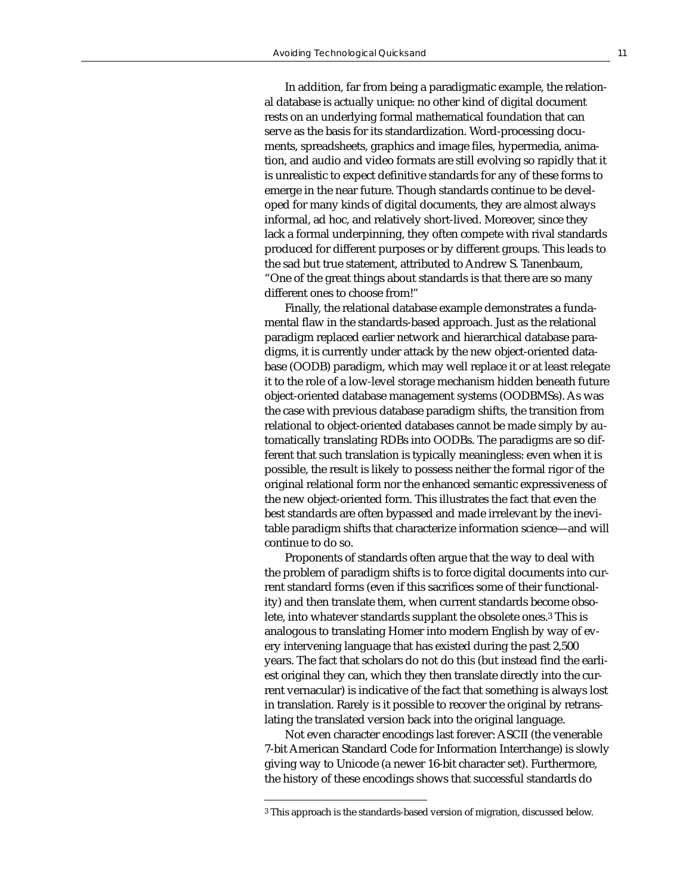In addition, far from being a paradigmatic example, the relational database is actually unique: no other kind of digital document rests on an underlying formal mathematical foundation that can serve as the basis for its standardization. Word-processing documents, spreadsheets, graphics and image files, hypermedia, animation, and audio and video formats are still evolving so rapidly that it is unrealistic to expect definitive standards for any of these forms to emerge in the near future. Though standards continue to be developed for many kinds of digital documents, they are almost always informal, ad hoc, and relatively short-lived. Moreover, since they lack a formal underpinning, they often compete with rival standards produced for different purposes or by different groups. This leads to the sad but true statement, attributed to Andrew S. Tanenbaum, "One of the great things about standards is that there are so many different ones to choose from!"

Finally, the relational database example demonstrates a fundamental flaw in the standards-based approach. Just as the relational paradigm replaced earlier network and hierarchical database paradigms, it is currently under attack by the new object-oriented database (OODB) paradigm, which may well replace it or at least relegate it to the role of a low-level storage mechanism hidden beneath future object-oriented database management systems (OODBMSs). As was the case with previous database paradigm shifts, the transition from relational to object-oriented databases cannot be made simply by automatically translating RDBs into OODBs. The paradigms are so different that such translation is typically meaningless: even when it is possible, the result is likely to possess neither the formal rigor of the original relational form nor the enhanced semantic expressiveness of the new object-oriented form. This illustrates the fact that even the best standards are often bypassed and made irrelevant by the inevitable paradigm shifts that characterize information science—and will continue to do so.

Proponents of standards often argue that the way to deal with the problem of paradigm shifts is to force digital documents into current standard forms (even if this sacrifices some of their functionality) and then translate them, when current standards become obsolete, into whatever standards supplant the obsolete ones.[3] This is analogous to translating Homer into modern English by way of every intervening language that has existed during the past 2,500 years. The fact that scholars do not do this (but instead find the earliest original they can, which they then translate directly into the current vernacular) is indicative of the fact that something is always lost in translation. Rarely is it possible to recover the original by retranslating the translated version back into the original language.

Not even character encodings last forever: ASCII (the venerable 7-bit American Standard Code for Information Interchange) is slowly giving way to Unicode (a newer 16-bit character set). Furthermore, the history of these encodings shows that successful standards do

---

[3] This approach is the standards-based version of migration, discussed below.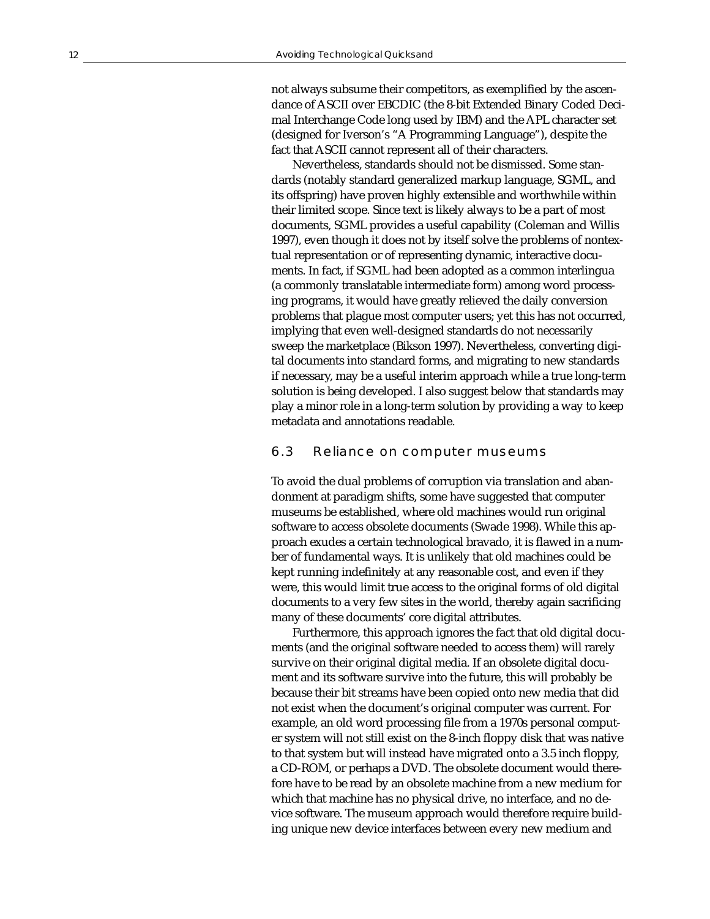not always subsume their competitors, as exemplified by the ascendance of ASCII over EBCDIC (the 8-bit Extended Binary Coded Decimal Interchange Code long used by IBM) and the APL character set (designed for Iverson's "A Programming Language"), despite the fact that ASCII cannot represent all of their characters.

Nevertheless, standards should not be dismissed. Some standards (notably standard generalized markup language, SGML, and its offspring) have proven highly extensible and worthwhile within their limited scope. Since text is likely always to be a part of most documents, SGML provides a useful capability (Coleman and Willis 1997), even though it does not by itself solve the problems of nontextual representation or of representing dynamic, interactive documents. In fact, if SGML had been adopted as a common interlingua (a commonly translatable intermediate form) among word processing programs, it would have greatly relieved the daily conversion problems that plague most computer users; yet this has not occurred, implying that even well-designed standards do not necessarily sweep the marketplace (Bikson 1997). Nevertheless, converting digital documents into standard forms, and migrating to new standards if necessary, may be a useful interim approach while a true long-term solution is being developed. I also suggest below that standards may play a minor role in a long-term solution by providing a way to keep metadata and annotations readable.

### 6.3 Reliance on computer museums

To avoid the dual problems of corruption via translation and abandonment at paradigm shifts, some have suggested that computer museums be established, where old machines would run original software to access obsolete documents (Swade 1998). While this approach exudes a certain technological bravado, it is flawed in a number of fundamental ways. It is unlikely that old machines could be kept running indefinitely at any reasonable cost, and even if they were, this would limit true access to the original forms of old digital documents to a very few sites in the world, thereby again sacrificing many of these documents' core digital attributes.

Furthermore, this approach ignores the fact that old digital documents (and the original software needed to access them) will rarely survive on their original digital media. If an obsolete digital document and its software survive into the future, this will probably be because their bit streams have been copied onto new media that did not exist when the document's original computer was current. For example, an old word processing file from a 1970s personal computer system will not still exist on the 8-inch floppy disk that was native to that system but will instead have migrated onto a 3.5 inch floppy, a CD-ROM, or perhaps a DVD. The obsolete document would therefore have to be read by an obsolete machine from a new medium for which that machine has no physical drive, no interface, and no device software. The museum approach would therefore require building unique new device interfaces between every new medium and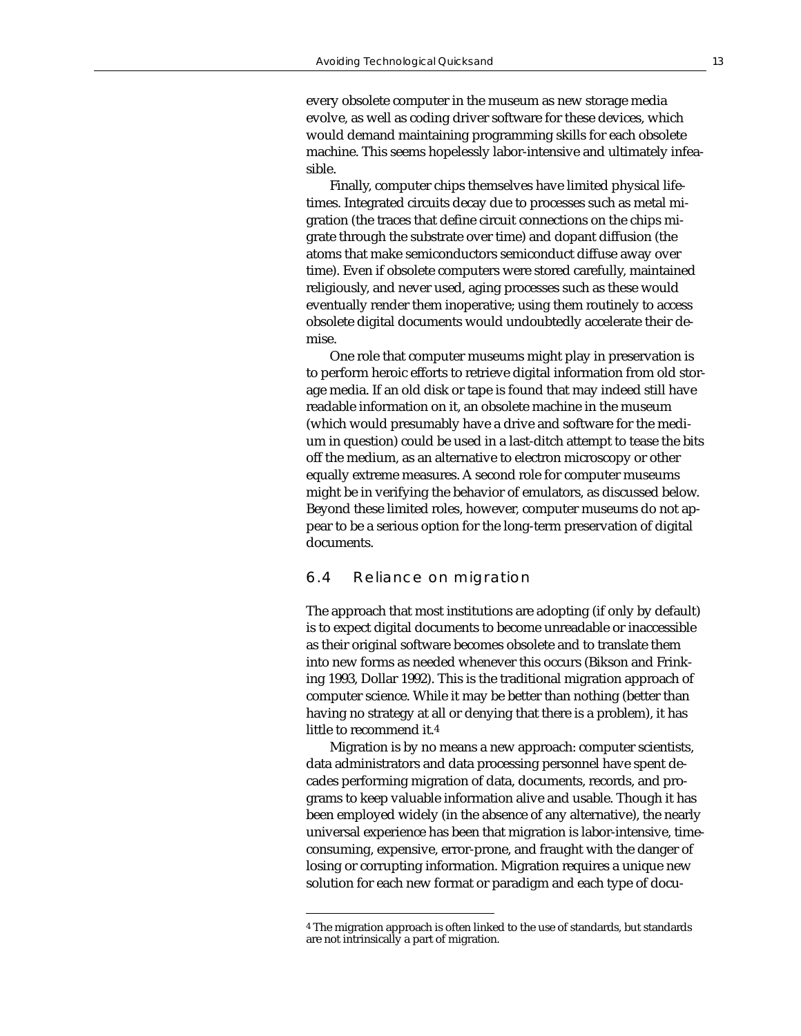every obsolete computer in the museum as new storage media evolve, as well as coding driver software for these devices, which would demand maintaining programming skills for each obsolete machine. This seems hopelessly labor-intensive and ultimately infeasible.

Finally, computer chips themselves have limited physical lifetimes. Integrated circuits decay due to processes such as metal migration (the traces that define circuit connections on the chips migrate through the substrate over time) and dopant diffusion (the atoms that make semiconductors semiconduct diffuse away over time). Even if obsolete computers were stored carefully, maintained religiously, and never used, aging processes such as these would eventually render them inoperative; using them routinely to access obsolete digital documents would undoubtedly accelerate their demise.

One role that computer museums might play in preservation is to perform heroic efforts to retrieve digital information from old storage media. If an old disk or tape is found that may indeed still have readable information on it, an obsolete machine in the museum (which would presumably have a drive and software for the medium in question) could be used in a last-ditch attempt to tease the bits off the medium, as an alternative to electron microscopy or other equally extreme measures. A second role for computer museums might be in verifying the behavior of emulators, as discussed below. Beyond these limited roles, however, computer museums do not appear to be a serious option for the long-term preservation of digital documents.

## 6.4 Reliance on migration

The approach that most institutions are adopting (if only by default) is to expect digital documents to become unreadable or inaccessible as their original software becomes obsolete and to translate them into new forms as needed whenever this occurs (Bikson and Frinking 1993, Dollar 1992). This is the traditional migration approach of computer science. While it may be better than nothing (better than having no strategy at all or denying that there is a problem), it has little to recommend it.[4]

Migration is by no means a new approach: computer scientists, data administrators and data processing personnel have spent decades performing migration of data, documents, records, and programs to keep valuable information alive and usable. Though it has been employed widely (in the absence of any alternative), the nearly universal experience has been that migration is labor-intensive, time-consuming, expensive, error-prone, and fraught with the danger of losing or corrupting information. Migration requires a unique new solution for each new format or paradigm and each type of docu-

[4] The migration approach is often linked to the use of standards, but standards are not intrinsically a part of migration.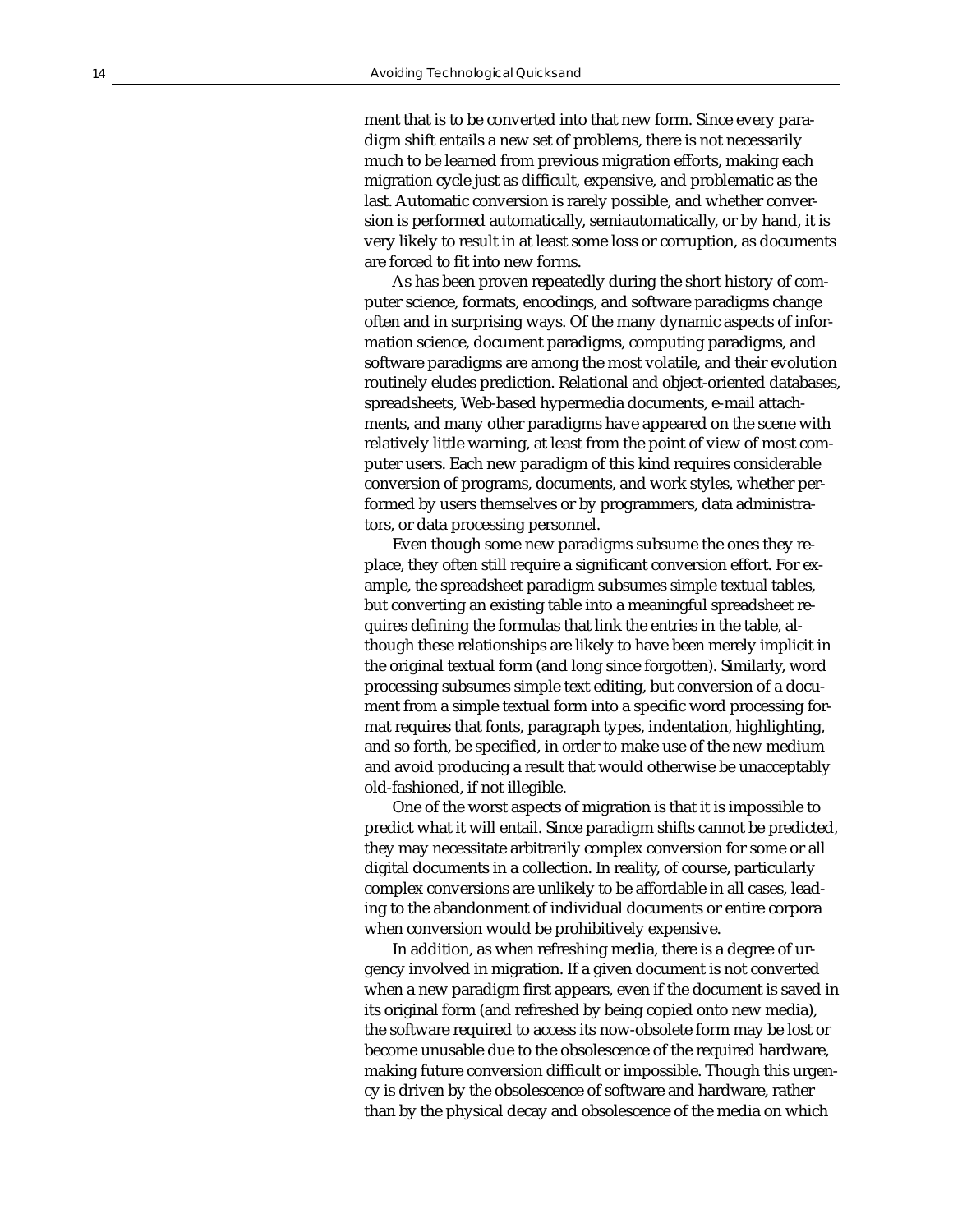ment that is to be converted into that new form. Since every paradigm shift entails a new set of problems, there is not necessarily much to be learned from previous migration efforts, making each migration cycle just as difficult, expensive, and problematic as the last. Automatic conversion is rarely possible, and whether conversion is performed automatically, semiautomatically, or by hand, it is very likely to result in at least some loss or corruption, as documents are forced to fit into new forms.

As has been proven repeatedly during the short history of computer science, formats, encodings, and software paradigms change often and in surprising ways. Of the many dynamic aspects of information science, document paradigms, computing paradigms, and software paradigms are among the most volatile, and their evolution routinely eludes prediction. Relational and object-oriented databases, spreadsheets, Web-based hypermedia documents, e-mail attachments, and many other paradigms have appeared on the scene with relatively little warning, at least from the point of view of most computer users. Each new paradigm of this kind requires considerable conversion of programs, documents, and work styles, whether performed by users themselves or by programmers, data administrators, or data processing personnel.

Even though some new paradigms subsume the ones they replace, they often still require a significant conversion effort. For example, the spreadsheet paradigm subsumes simple textual tables, but converting an existing table into a meaningful spreadsheet requires defining the formulas that link the entries in the table, although these relationships are likely to have been merely implicit in the original textual form (and long since forgotten). Similarly, word processing subsumes simple text editing, but conversion of a document from a simple textual form into a specific word processing format requires that fonts, paragraph types, indentation, highlighting, and so forth, be specified, in order to make use of the new medium and avoid producing a result that would otherwise be unacceptably old-fashioned, if not illegible.

One of the worst aspects of migration is that it is impossible to predict what it will entail. Since paradigm shifts cannot be predicted, they may necessitate arbitrarily complex conversion for some or all digital documents in a collection. In reality, of course, particularly complex conversions are unlikely to be affordable in all cases, leading to the abandonment of individual documents or entire corpora when conversion would be prohibitively expensive.

In addition, as when refreshing media, there is a degree of urgency involved in migration. If a given document is not converted when a new paradigm first appears, even if the document is saved in its original form (and refreshed by being copied onto new media), the software required to access its now-obsolete form may be lost or become unusable due to the obsolescence of the required hardware, making future conversion difficult or impossible. Though this urgency is driven by the obsolescence of software and hardware, rather than by the physical decay and obsolescence of the media on which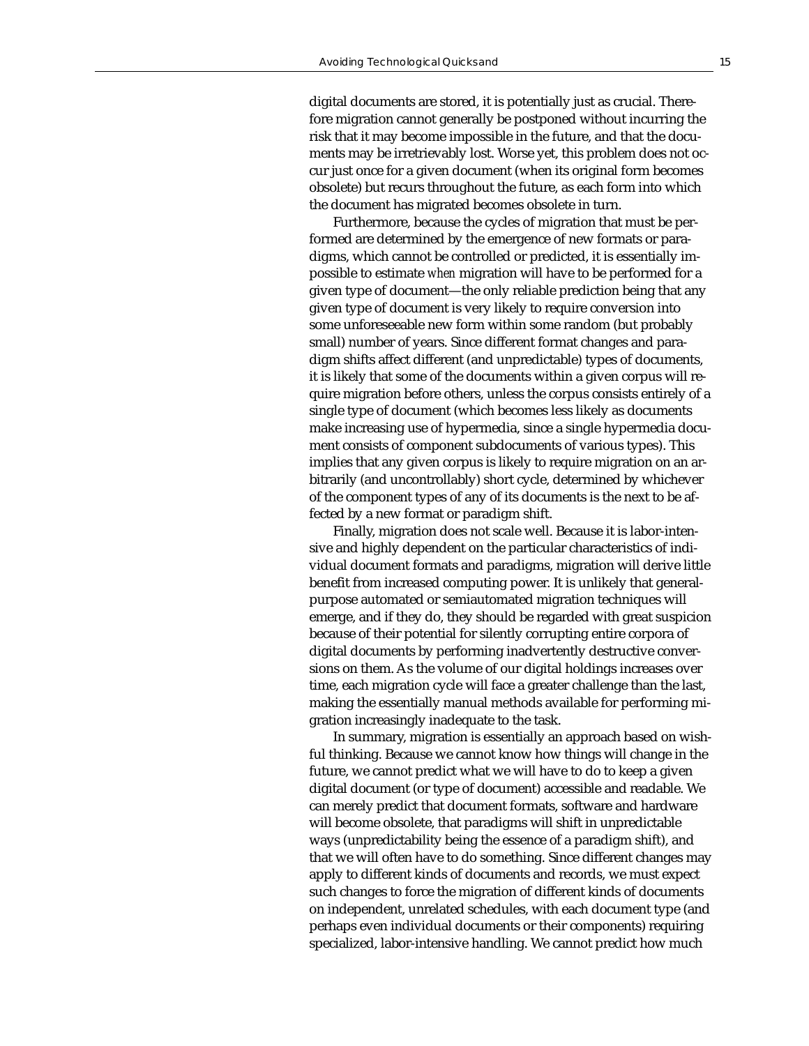digital documents are stored, it is potentially just as crucial. Therefore migration cannot generally be postponed without incurring the risk that it may become impossible in the future, and that the documents may be irretrievably lost. Worse yet, this problem does not occur just once for a given document (when its original form becomes obsolete) but recurs throughout the future, as each form into which the document has migrated becomes obsolete in turn.

Furthermore, because the cycles of migration that must be performed are determined by the emergence of new formats or paradigms, which cannot be controlled or predicted, it is essentially impossible to estimate *when* migration will have to be performed for a given type of document—the only reliable prediction being that any given type of document is very likely to require conversion into some unforeseeable new form within some random (but probably small) number of years. Since different format changes and paradigm shifts affect different (and unpredictable) types of documents, it is likely that some of the documents within a given corpus will require migration before others, unless the corpus consists entirely of a single type of document (which becomes less likely as documents make increasing use of hypermedia, since a single hypermedia document consists of component subdocuments of various types). This implies that any given corpus is likely to require migration on an arbitrarily (and uncontrollably) short cycle, determined by whichever of the component types of any of its documents is the next to be affected by a new format or paradigm shift.

Finally, migration does not scale well. Because it is labor-intensive and highly dependent on the particular characteristics of individual document formats and paradigms, migration will derive little benefit from increased computing power. It is unlikely that general-purpose automated or semiautomated migration techniques will emerge, and if they do, they should be regarded with great suspicion because of their potential for silently corrupting entire corpora of digital documents by performing inadvertently destructive conversions on them. As the volume of our digital holdings increases over time, each migration cycle will face a greater challenge than the last, making the essentially manual methods available for performing migration increasingly inadequate to the task.

In summary, migration is essentially an approach based on wishful thinking. Because we cannot know how things will change in the future, we cannot predict what we will have to do to keep a given digital document (or type of document) accessible and readable. We can merely predict that document formats, software and hardware will become obsolete, that paradigms will shift in unpredictable ways (unpredictability being the essence of a paradigm shift), and that we will often have to do something. Since different changes may apply to different kinds of documents and records, we must expect such changes to force the migration of different kinds of documents on independent, unrelated schedules, with each document type (and perhaps even individual documents or their components) requiring specialized, labor-intensive handling. We cannot predict how much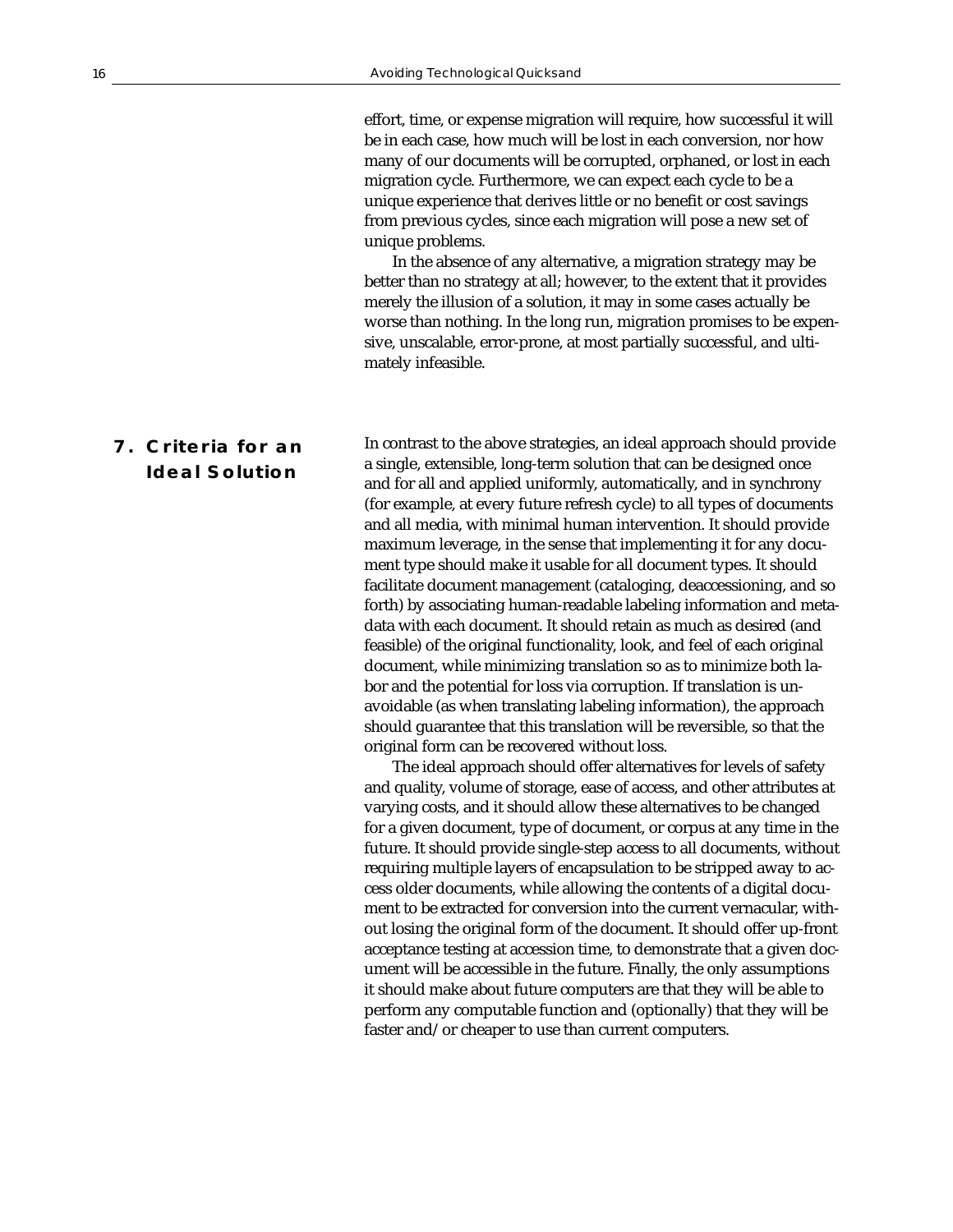effort, time, or expense migration will require, how successful it will be in each case, how much will be lost in each conversion, nor how many of our documents will be corrupted, orphaned, or lost in each migration cycle. Furthermore, we can expect each cycle to be a unique experience that derives little or no benefit or cost savings from previous cycles, since each migration will pose a new set of unique problems.

In the absence of any alternative, a migration strategy may be better than no strategy at all; however, to the extent that it provides merely the illusion of a solution, it may in some cases actually be worse than nothing. In the long run, migration promises to be expensive, unscalable, error-prone, at most partially successful, and ultimately infeasible.

## 7. Criteria for an Ideal Solution

In contrast to the above strategies, an ideal approach should provide a single, extensible, long-term solution that can be designed once and for all and applied uniformly, automatically, and in synchrony (for example, at every future refresh cycle) to all types of documents and all media, with minimal human intervention. It should provide maximum leverage, in the sense that implementing it for any document type should make it usable for all document types. It should facilitate document management (cataloging, deaccessioning, and so forth) by associating human-readable labeling information and metadata with each document. It should retain as much as desired (and feasible) of the original functionality, look, and feel of each original document, while minimizing translation so as to minimize both labor and the potential for loss via corruption. If translation is unavoidable (as when translating labeling information), the approach should guarantee that this translation will be reversible, so that the original form can be recovered without loss.

The ideal approach should offer alternatives for levels of safety and quality, volume of storage, ease of access, and other attributes at varying costs, and it should allow these alternatives to be changed for a given document, type of document, or corpus at any time in the future. It should provide single-step access to all documents, without requiring multiple layers of encapsulation to be stripped away to access older documents, while allowing the contents of a digital document to be extracted for conversion into the current vernacular, without losing the original form of the document. It should offer up-front acceptance testing at accession time, to demonstrate that a given document will be accessible in the future. Finally, the only assumptions it should make about future computers are that they will be able to perform any computable function and (optionally) that they will be faster and/or cheaper to use than current computers.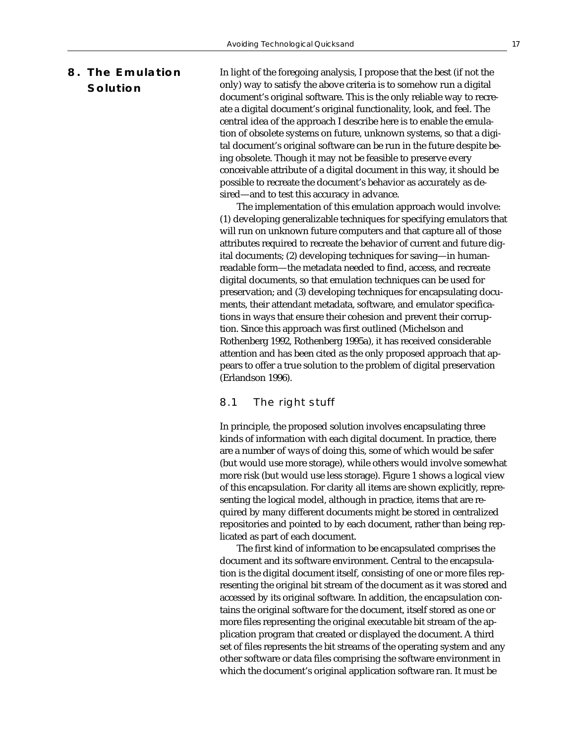## 8. The Emulation Solution

In light of the foregoing analysis, I propose that the best (if not the only) way to satisfy the above criteria is to somehow run a digital document's original software. This is the only reliable way to recreate a digital document's original functionality, look, and feel. The central idea of the approach I describe here is to enable the emulation of obsolete systems on future, unknown systems, so that a digital document's original software can be run in the future despite being obsolete. Though it may not be feasible to preserve every conceivable attribute of a digital document in this way, it should be possible to recreate the document's behavior as accurately as desired—and to test this accuracy in advance.

The implementation of this emulation approach would involve: (1) developing generalizable techniques for specifying emulators that will run on unknown future computers and that capture all of those attributes required to recreate the behavior of current and future digital documents; (2) developing techniques for saving—in human-readable form—the metadata needed to find, access, and recreate digital documents, so that emulation techniques can be used for preservation; and (3) developing techniques for encapsulating documents, their attendant metadata, software, and emulator specifications in ways that ensure their cohesion and prevent their corruption. Since this approach was first outlined (Michelson and Rothenberg 1992, Rothenberg 1995a), it has received considerable attention and has been cited as the only proposed approach that appears to offer a true solution to the problem of digital preservation (Erlandson 1996).

### 8.1 The right stuff

In principle, the proposed solution involves encapsulating three kinds of information with each digital document. In practice, there are a number of ways of doing this, some of which would be safer (but would use more storage), while others would involve somewhat more risk (but would use less storage). Figure 1 shows a logical view of this encapsulation. For clarity all items are shown explicitly, representing the logical model, although in practice, items that are required by many different documents might be stored in centralized repositories and pointed to by each document, rather than being replicated as part of each document.

The first kind of information to be encapsulated comprises the document and its software environment. Central to the encapsulation is the digital document itself, consisting of one or more files representing the original bit stream of the document as it was stored and accessed by its original software. In addition, the encapsulation contains the original software for the document, itself stored as one or more files representing the original executable bit stream of the application program that created or displayed the document. A third set of files represents the bit streams of the operating system and any other software or data files comprising the software environment in which the document's original application software ran. It must be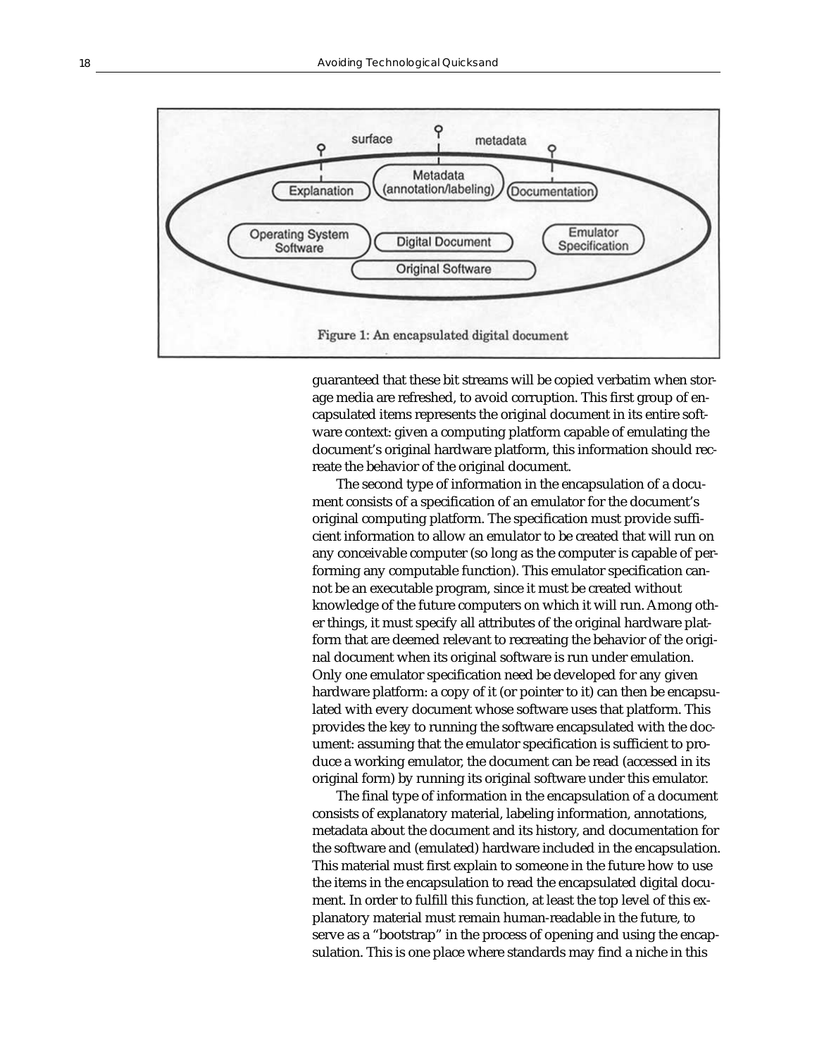Figure 1: An encapsulated digital document

guaranteed that these bit streams will be copied verbatim when storage media are refreshed, to avoid corruption. This first group of encapsulated items represents the original document in its entire software context: given a computing platform capable of emulating the document's original hardware platform, this information should recreate the behavior of the original document.

The second type of information in the encapsulation of a document consists of a specification of an emulator for the document's original computing platform. The specification must provide sufficient information to allow an emulator to be created that will run on any conceivable computer (so long as the computer is capable of performing any computable function). This emulator specification cannot be an executable program, since it must be created without knowledge of the future computers on which it will run. Among other things, it must specify all attributes of the original hardware platform that are deemed relevant to recreating the behavior of the original document when its original software is run under emulation. Only one emulator specification need be developed for any given hardware platform: a copy of it (or pointer to it) can then be encapsulated with every document whose software uses that platform. This provides the key to running the software encapsulated with the document: assuming that the emulator specification is sufficient to produce a working emulator, the document can be read (accessed in its original form) by running its original software under this emulator.

The final type of information in the encapsulation of a document consists of explanatory material, labeling information, annotations, metadata about the document and its history, and documentation for the software and (emulated) hardware included in the encapsulation. This material must first explain to someone in the future how to use the items in the encapsulation to read the encapsulated digital document. In order to fulfill this function, at least the top level of this explanatory material must remain human-readable in the future, to serve as a "bootstrap" in the process of opening and using the encapsulation. This is one place where standards may find a niche in this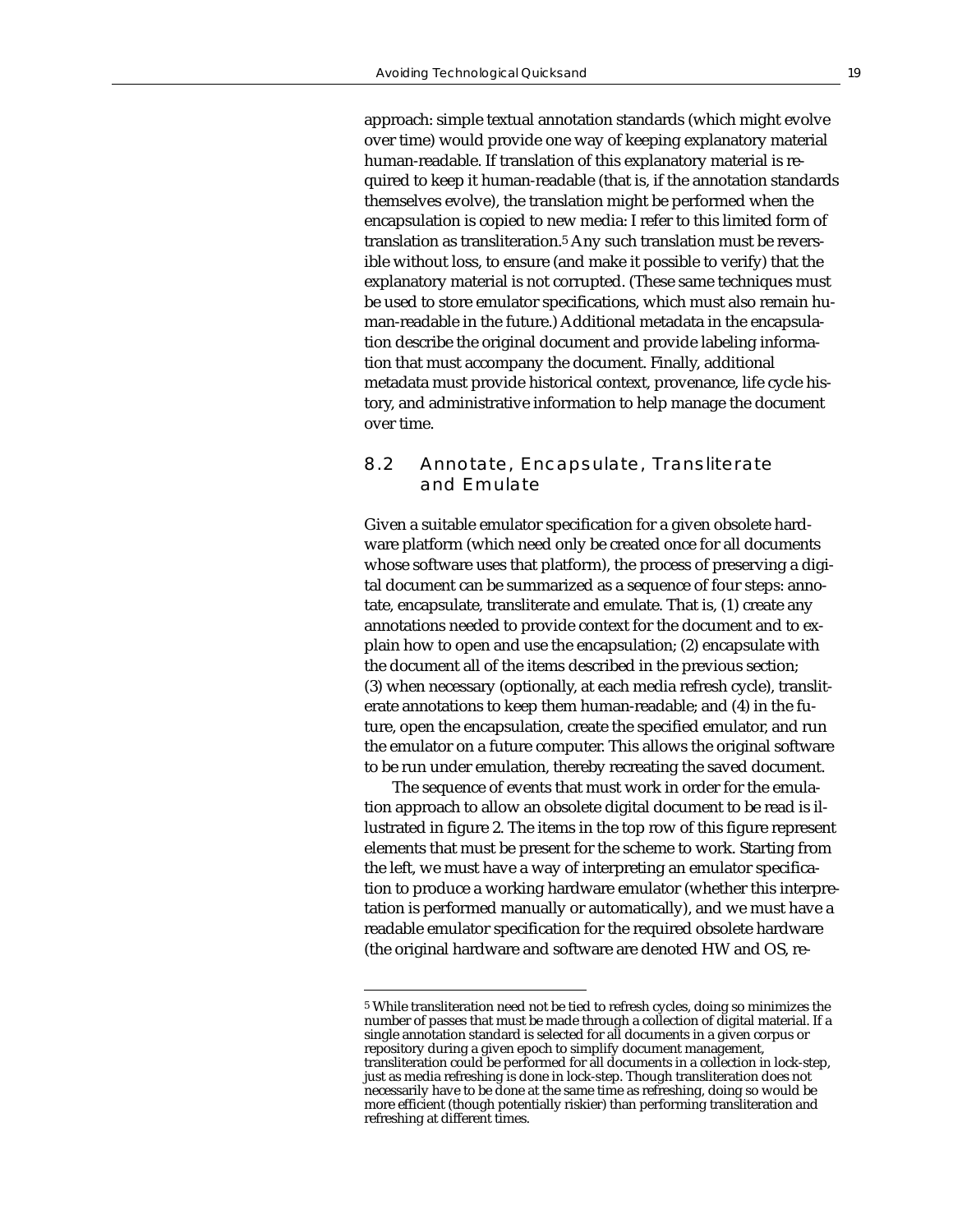approach: simple textual annotation standards (which might evolve over time) would provide one way of keeping explanatory material human-readable. If translation of this explanatory material is required to keep it human-readable (that is, if the annotation standards themselves evolve), the translation might be performed when the encapsulation is copied to new media: I refer to this limited form of translation as transliteration.[5] Any such translation must be reversible without loss, to ensure (and make it possible to verify) that the explanatory material is not corrupted. (These same techniques must be used to store emulator specifications, which must also remain human-readable in the future.) Additional metadata in the encapsulation describe the original document and provide labeling information that must accompany the document. Finally, additional metadata must provide historical context, provenance, life cycle history, and administrative information to help manage the document over time.

## 8.2 Annotate, Encapsulate, Transliterate and Emulate

Given a suitable emulator specification for a given obsolete hardware platform (which need only be created once for all documents whose software uses that platform), the process of preserving a digital document can be summarized as a sequence of four steps: annotate, encapsulate, transliterate and emulate. That is, (1) create any annotations needed to provide context for the document and to explain how to open and use the encapsulation; (2) encapsulate with the document all of the items described in the previous section; (3) when necessary (optionally, at each media refresh cycle), transliterate annotations to keep them human-readable; and (4) in the future, open the encapsulation, create the specified emulator, and run the emulator on a future computer. This allows the original software to be run under emulation, thereby recreating the saved document.

The sequence of events that must work in order for the emulation approach to allow an obsolete digital document to be read is illustrated in figure 2. The items in the top row of this figure represent elements that must be present for the scheme to work. Starting from the left, we must have a way of interpreting an emulator specification to produce a working hardware emulator (whether this interpretation is performed manually or automatically), and we must have a readable emulator specification for the required obsolete hardware (the original hardware and software are denoted HW and OS, re-

---

[5] While transliteration need not be tied to refresh cycles, doing so minimizes the number of passes that must be made through a collection of digital material. If a single annotation standard is selected for all documents in a given corpus or repository during a given epoch to simplify document management, transliteration could be performed for all documents in a collection in lock-step, just as media refreshing is done in lock-step. Though transliteration does not necessarily have to be done at the same time as refreshing, doing so would be more efficient (though potentially riskier) than performing transliteration and refreshing at different times.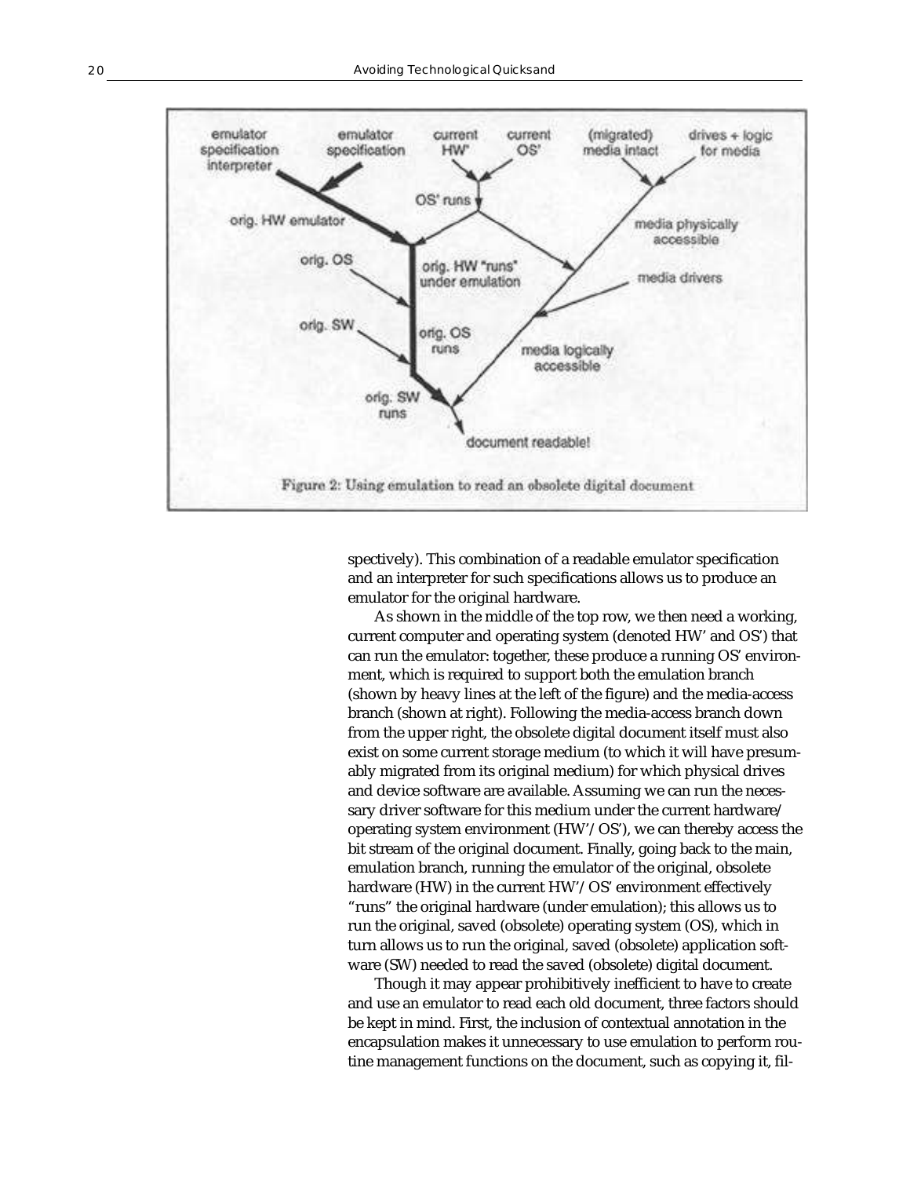Figure 2: Using emulation to read an obsolete digital document

spectively). This combination of a readable emulator specification and an interpreter for such specifications allows us to produce an emulator for the original hardware.

As shown in the middle of the top row, we then need a working, current computer and operating system (denoted HW' and OS') that can run the emulator: together, these produce a running OS' environment, which is required to support both the emulation branch (shown by heavy lines at the left of the figure) and the media-access branch (shown at right). Following the media-access branch down from the upper right, the obsolete digital document itself must also exist on some current storage medium (to which it will have presumably migrated from its original medium) for which physical drives and device software are available. Assuming we can run the necessary driver software for this medium under the current hardware/operating system environment (HW'/OS'), we can thereby access the bit stream of the original document. Finally, going back to the main, emulation branch, running the emulator of the original, obsolete hardware (HW) in the current HW'/OS' environment effectively "runs" the original hardware (under emulation); this allows us to run the original, saved (obsolete) operating system (OS), which in turn allows us to run the original, saved (obsolete) application software (SW) needed to read the saved (obsolete) digital document.

Though it may appear prohibitively inefficient to have to create and use an emulator to read each old document, three factors should be kept in mind. First, the inclusion of contextual annotation in the encapsulation makes it unnecessary to use emulation to perform routine management functions on the document, such as copying it, fil-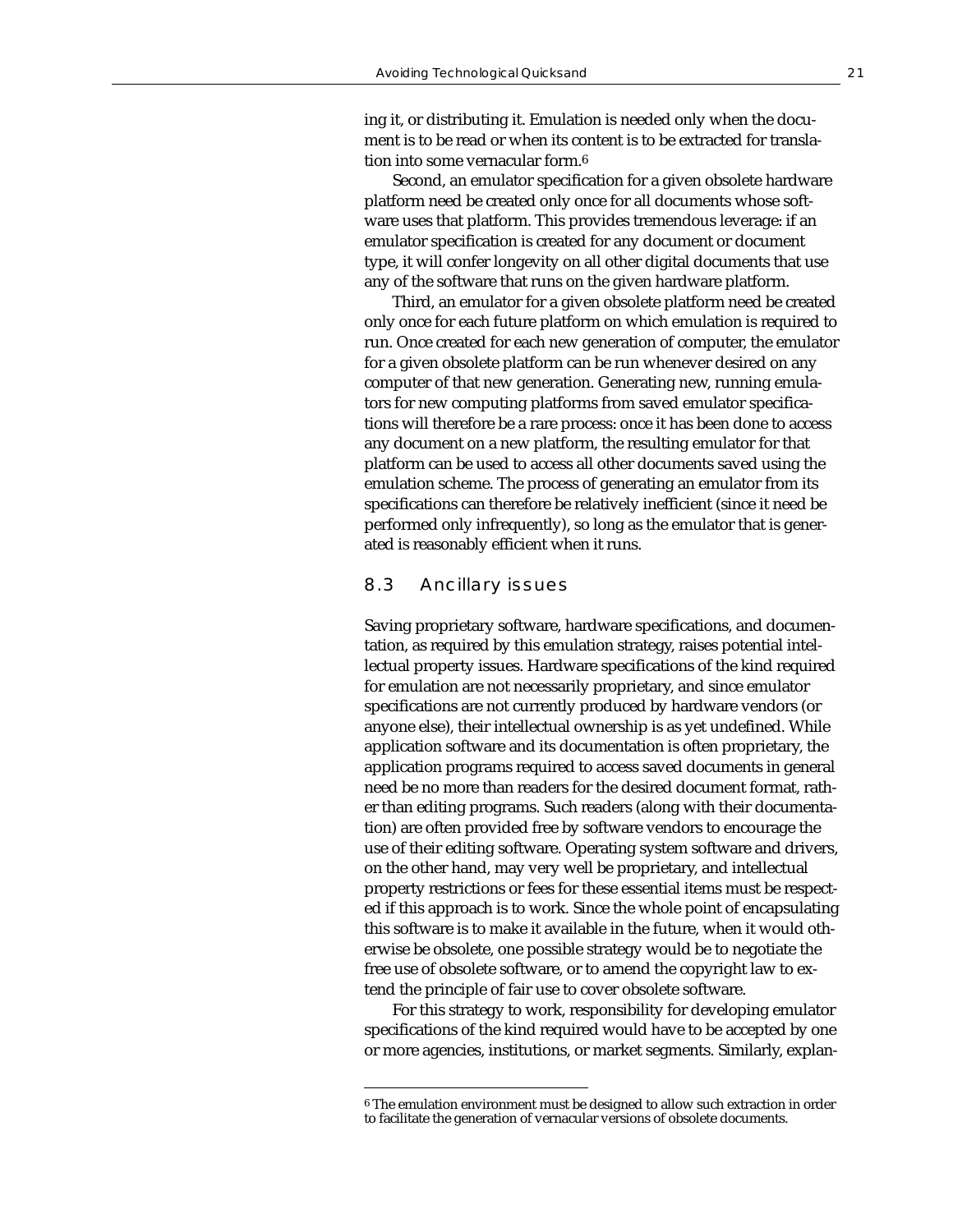ing it, or distributing it. Emulation is needed only when the document is to be read or when its content is to be extracted for translation into some vernacular form.[6]

Second, an emulator specification for a given obsolete hardware platform need be created only once for all documents whose software uses that platform. This provides tremendous leverage: if an emulator specification is created for any document or document type, it will confer longevity on all other digital documents that use any of the software that runs on the given hardware platform.

Third, an emulator for a given obsolete platform need be created only once for each future platform on which emulation is required to run. Once created for each new generation of computer, the emulator for a given obsolete platform can be run whenever desired on any computer of that new generation. Generating new, running emulators for new computing platforms from saved emulator specifications will therefore be a rare process: once it has been done to access any document on a new platform, the resulting emulator for that platform can be used to access all other documents saved using the emulation scheme. The process of generating an emulator from its specifications can therefore be relatively inefficient (since it need be performed only infrequently), so long as the emulator that is generated is reasonably efficient when it runs.

### 8.3 Ancillary issues

Saving proprietary software, hardware specifications, and documentation, as required by this emulation strategy, raises potential intellectual property issues. Hardware specifications of the kind required for emulation are not necessarily proprietary, and since emulator specifications are not currently produced by hardware vendors (or anyone else), their intellectual ownership is as yet undefined. While application software and its documentation is often proprietary, the application programs required to access saved documents in general need be no more than readers for the desired document format, rather than editing programs. Such readers (along with their documentation) are often provided free by software vendors to encourage the use of their editing software. Operating system software and drivers, on the other hand, may very well be proprietary, and intellectual property restrictions or fees for these essential items must be respected if this approach is to work. Since the whole point of encapsulating this software is to make it available in the future, when it would otherwise be obsolete, one possible strategy would be to negotiate the free use of obsolete software, or to amend the copyright law to extend the principle of fair use to cover obsolete software.

For this strategy to work, responsibility for developing emulator specifications of the kind required would have to be accepted by one or more agencies, institutions, or market segments. Similarly, explan-

---

[6] The emulation environment must be designed to allow such extraction in order to facilitate the generation of vernacular versions of obsolete documents.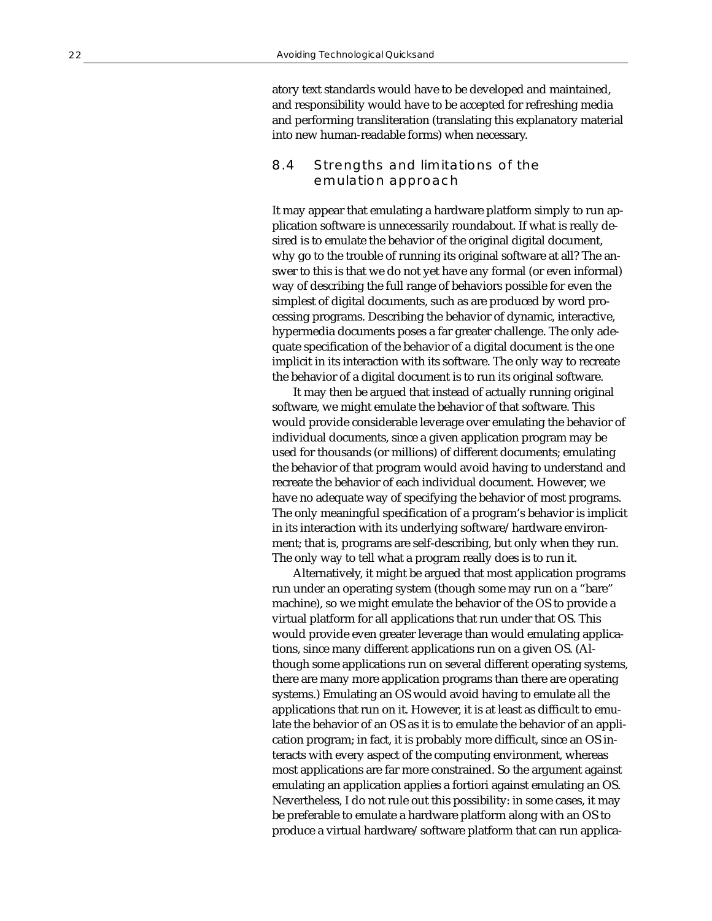atory text standards would have to be developed and maintained, and responsibility would have to be accepted for refreshing media and performing transliteration (translating this explanatory material into new human-readable forms) when necessary.

## 8.4 Strengths and limitations of the emulation approach

It may appear that emulating a hardware platform simply to run application software is unnecessarily roundabout. If what is really desired is to emulate the behavior of the original digital document, why go to the trouble of running its original software at all? The answer to this is that we do not yet have any formal (or even informal) way of describing the full range of behaviors possible for even the simplest of digital documents, such as are produced by word processing programs. Describing the behavior of dynamic, interactive, hypermedia documents poses a far greater challenge. The only adequate specification of the behavior of a digital document is the one implicit in its interaction with its software. The only way to recreate the behavior of a digital document is to run its original software.

It may then be argued that instead of actually running original software, we might emulate the behavior of that software. This would provide considerable leverage over emulating the behavior of individual documents, since a given application program may be used for thousands (or millions) of different documents; emulating the behavior of that program would avoid having to understand and recreate the behavior of each individual document. However, we have no adequate way of specifying the behavior of most programs. The only meaningful specification of a program's behavior is implicit in its interaction with its underlying software/hardware environment; that is, programs are self-describing, but only when they run. The only way to tell what a program really does is to run it.

Alternatively, it might be argued that most application programs run under an operating system (though some may run on a "bare" machine), so we might emulate the behavior of the OS to provide a virtual platform for all applications that run under that OS. This would provide even greater leverage than would emulating applications, since many different applications run on a given OS. (Although some applications run on several different operating systems, there are many more application programs than there are operating systems.) Emulating an OS would avoid having to emulate all the applications that run on it. However, it is at least as difficult to emulate the behavior of an OS as it is to emulate the behavior of an application program; in fact, it is probably more difficult, since an OS interacts with every aspect of the computing environment, whereas most applications are far more constrained. So the argument against emulating an application applies a fortiori against emulating an OS. Nevertheless, I do not rule out this possibility: in some cases, it may be preferable to emulate a hardware platform along with an OS to produce a virtual hardware/software platform that can run applica-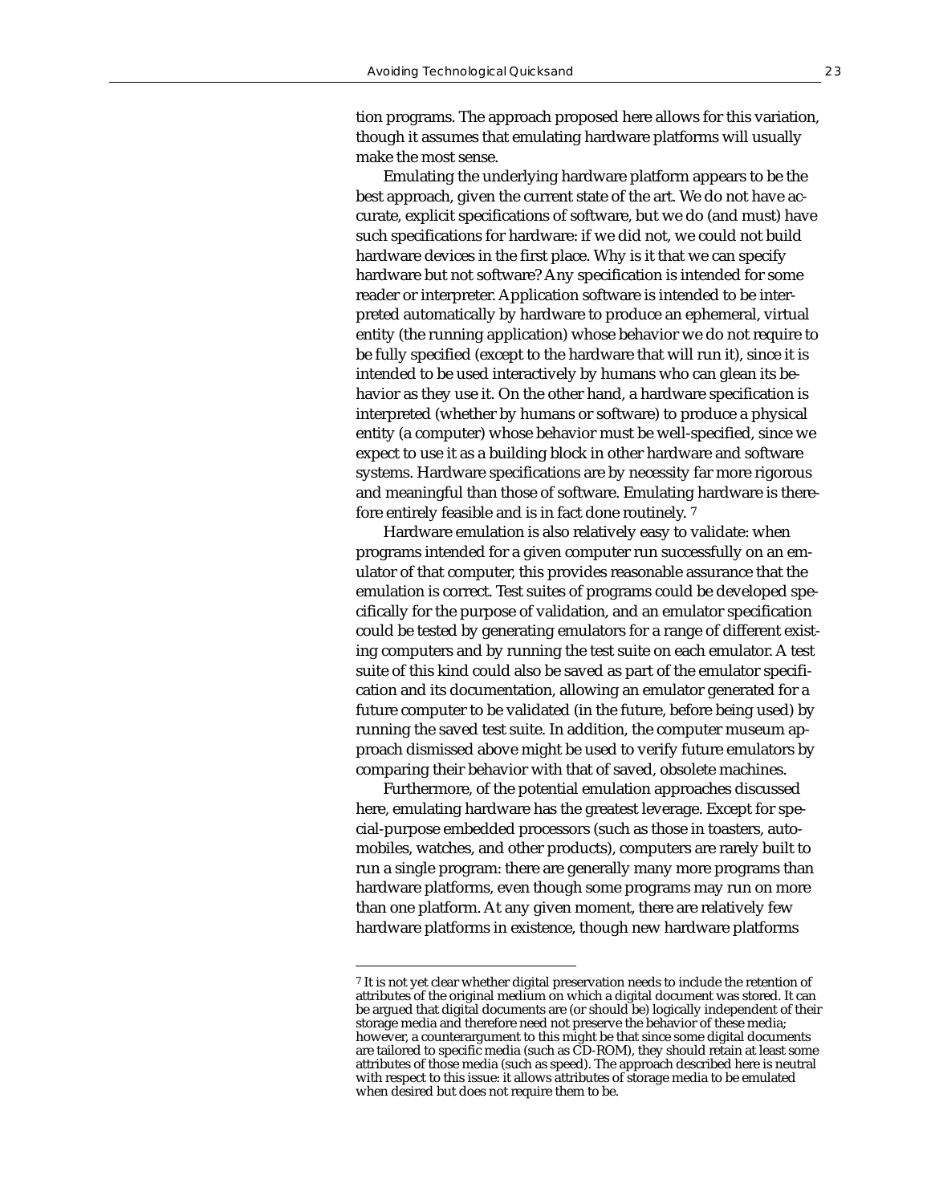tion programs. The approach proposed here allows for this variation, though it assumes that emulating hardware platforms will usually make the most sense.

Emulating the underlying hardware platform appears to be the best approach, given the current state of the art. We do not have accurate, explicit specifications of software, but we do (and must) have such specifications for hardware: if we did not, we could not build hardware devices in the first place. Why is it that we can specify hardware but not software? Any specification is intended for some reader or interpreter. Application software is intended to be interpreted automatically by hardware to produce an ephemeral, virtual entity (the running application) whose behavior we do not require to be fully specified (except to the hardware that will run it), since it is intended to be used interactively by humans who can glean its behavior as they use it. On the other hand, a hardware specification is interpreted (whether by humans or software) to produce a physical entity (a computer) whose behavior must be well-specified, since we expect to use it as a building block in other hardware and software systems. Hardware specifications are by necessity far more rigorous and meaningful than those of software. Emulating hardware is therefore entirely feasible and is in fact done routinely. [7]

Hardware emulation is also relatively easy to validate: when programs intended for a given computer run successfully on an emulator of that computer, this provides reasonable assurance that the emulation is correct. Test suites of programs could be developed specifically for the purpose of validation, and an emulator specification could be tested by generating emulators for a range of different existing computers and by running the test suite on each emulator. A test suite of this kind could also be saved as part of the emulator specification and its documentation, allowing an emulator generated for a future computer to be validated (in the future, before being used) by running the saved test suite. In addition, the computer museum approach dismissed above might be used to verify future emulators by comparing their behavior with that of saved, obsolete machines.

Furthermore, of the potential emulation approaches discussed here, emulating hardware has the greatest leverage. Except for special-purpose embedded processors (such as those in toasters, automobiles, watches, and other products), computers are rarely built to run a single program: there are generally many more programs than hardware platforms, even though some programs may run on more than one platform. At any given moment, there are relatively few hardware platforms in existence, though new hardware platforms

---

[7] It is not yet clear whether digital preservation needs to include the retention of attributes of the original medium on which a digital document was stored. It can be argued that digital documents are (or should be) logically independent of their storage media and therefore need not preserve the behavior of these media; however, a counterargument to this might be that since some digital documents are tailored to specific media (such as CD-ROM), they should retain at least some attributes of those media (such as speed). The approach described here is neutral with respect to this issue: it allows attributes of storage media to be emulated when desired but does not require them to be.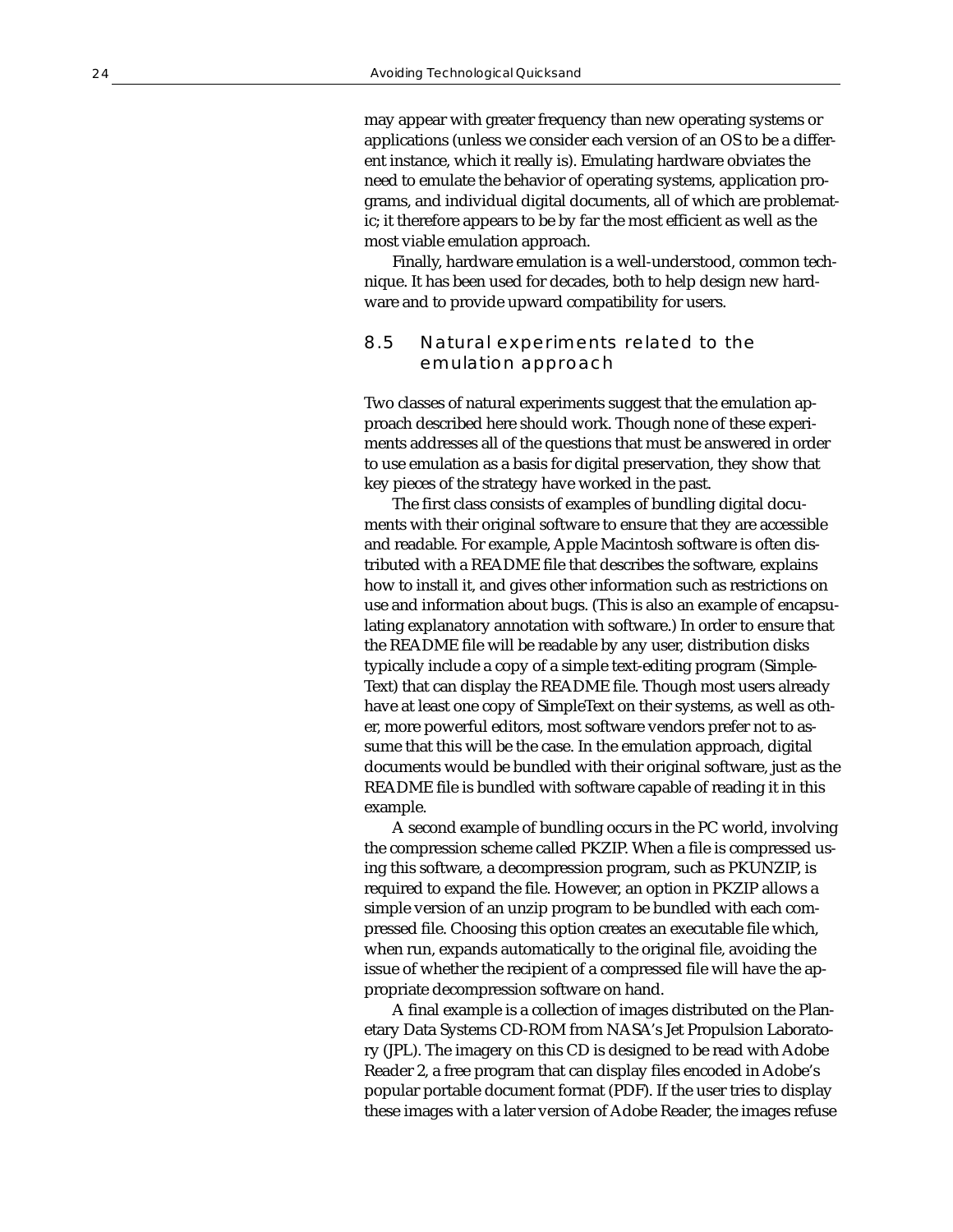may appear with greater frequency than new operating systems or applications (unless we consider each version of an OS to be a different instance, which it really is). Emulating hardware obviates the need to emulate the behavior of operating systems, application programs, and individual digital documents, all of which are problematic; it therefore appears to be by far the most efficient as well as the most viable emulation approach.

Finally, hardware emulation is a well-understood, common technique. It has been used for decades, both to help design new hardware and to provide upward compatibility for users.

## 8.5 Natural experiments related to the emulation approach

Two classes of natural experiments suggest that the emulation approach described here should work. Though none of these experiments addresses all of the questions that must be answered in order to use emulation as a basis for digital preservation, they show that key pieces of the strategy have worked in the past.

The first class consists of examples of bundling digital documents with their original software to ensure that they are accessible and readable. For example, Apple Macintosh software is often distributed with a README file that describes the software, explains how to install it, and gives other information such as restrictions on use and information about bugs. (This is also an example of encapsulating explanatory annotation with software.) In order to ensure that the README file will be readable by any user, distribution disks typically include a copy of a simple text-editing program (SimpleText) that can display the README file. Though most users already have at least one copy of SimpleText on their systems, as well as other, more powerful editors, most software vendors prefer not to assume that this will be the case. In the emulation approach, digital documents would be bundled with their original software, just as the README file is bundled with software capable of reading it in this example.

A second example of bundling occurs in the PC world, involving the compression scheme called PKZIP. When a file is compressed using this software, a decompression program, such as PKUNZIP, is required to expand the file. However, an option in PKZIP allows a simple version of an unzip program to be bundled with each compressed file. Choosing this option creates an executable file which, when run, expands automatically to the original file, avoiding the issue of whether the recipient of a compressed file will have the appropriate decompression software on hand.

A final example is a collection of images distributed on the Planetary Data Systems CD-ROM from NASA's Jet Propulsion Laboratory (JPL). The imagery on this CD is designed to be read with Adobe Reader 2, a free program that can display files encoded in Adobe's popular portable document format (PDF). If the user tries to display these images with a later version of Adobe Reader, the images refuse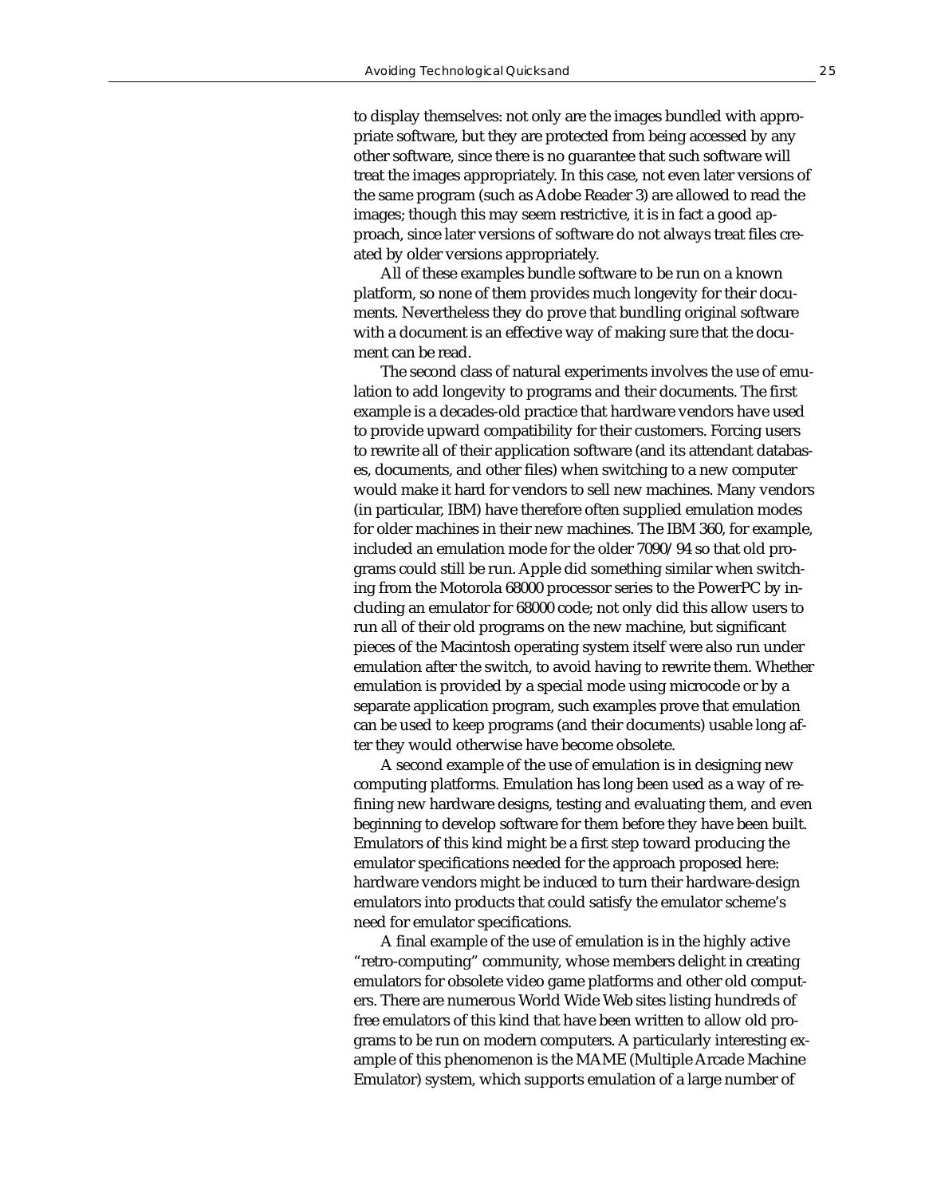to display themselves: not only are the images bundled with appropriate software, but they are protected from being accessed by any other software, since there is no guarantee that such software will treat the images appropriately. In this case, not even later versions of the same program (such as Adobe Reader 3) are allowed to read the images; though this may seem restrictive, it is in fact a good approach, since later versions of software do not always treat files created by older versions appropriately.

All of these examples bundle software to be run on a known platform, so none of them provides much longevity for their documents. Nevertheless they do prove that bundling original software with a document is an effective way of making sure that the document can be read.

The second class of natural experiments involves the use of emulation to add longevity to programs and their documents. The first example is a decades-old practice that hardware vendors have used to provide upward compatibility for their customers. Forcing users to rewrite all of their application software (and its attendant databases, documents, and other files) when switching to a new computer would make it hard for vendors to sell new machines. Many vendors (in particular, IBM) have therefore often supplied emulation modes for older machines in their new machines. The IBM 360, for example, included an emulation mode for the older 7090/94 so that old programs could still be run. Apple did something similar when switching from the Motorola 68000 processor series to the PowerPC by including an emulator for 68000 code; not only did this allow users to run all of their old programs on the new machine, but significant pieces of the Macintosh operating system itself were also run under emulation after the switch, to avoid having to rewrite them. Whether emulation is provided by a special mode using microcode or by a separate application program, such examples prove that emulation can be used to keep programs (and their documents) usable long after they would otherwise have become obsolete.

A second example of the use of emulation is in designing new computing platforms. Emulation has long been used as a way of refining new hardware designs, testing and evaluating them, and even beginning to develop software for them before they have been built. Emulators of this kind might be a first step toward producing the emulator specifications needed for the approach proposed here: hardware vendors might be induced to turn their hardware-design emulators into products that could satisfy the emulator scheme's need for emulator specifications.

A final example of the use of emulation is in the highly active "retro-computing" community, whose members delight in creating emulators for obsolete video game platforms and other old computers. There are numerous World Wide Web sites listing hundreds of free emulators of this kind that have been written to allow old programs to be run on modern computers. A particularly interesting example of this phenomenon is the MAME (Multiple Arcade Machine Emulator) system, which supports emulation of a large number of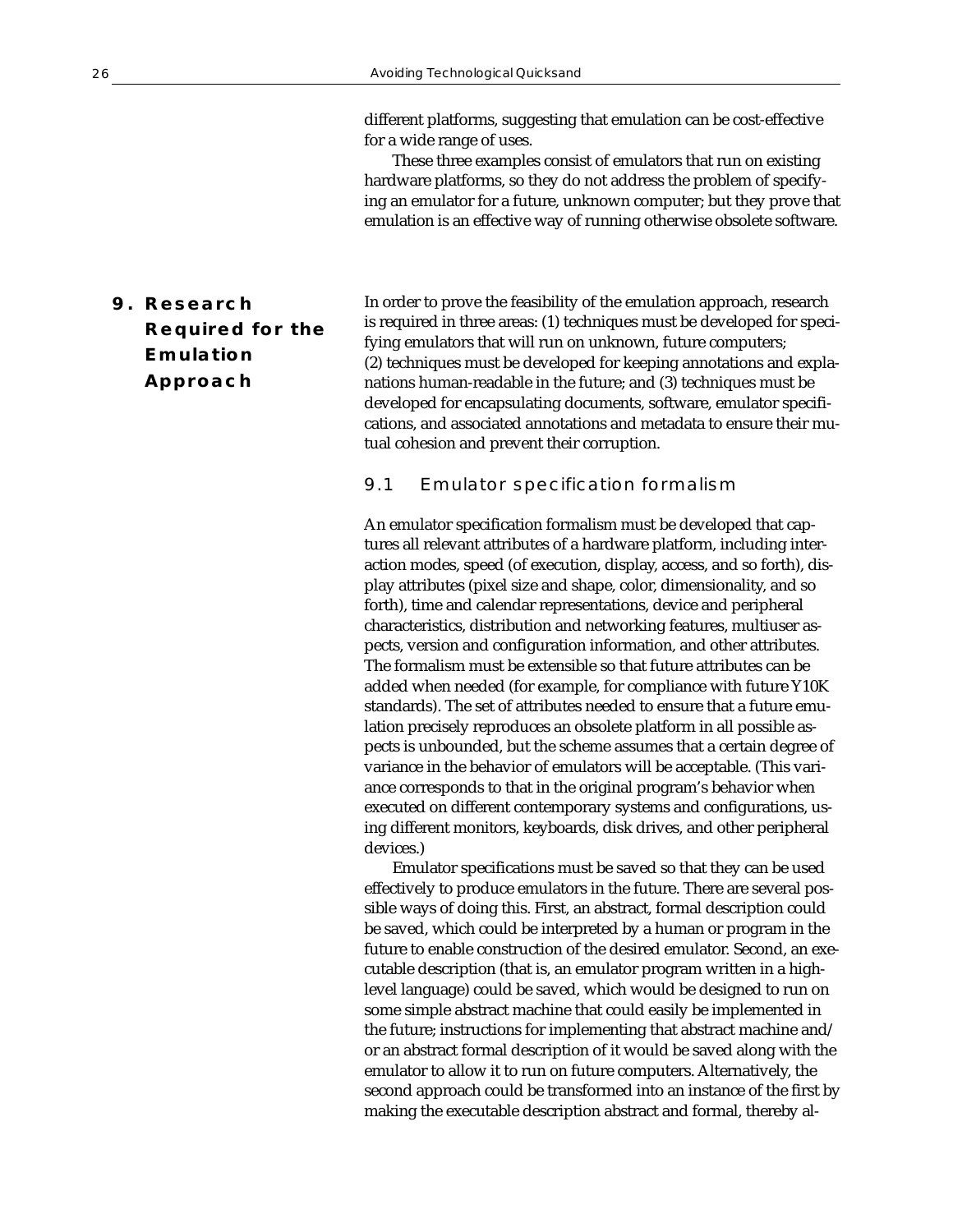different platforms, suggesting that emulation can be cost-effective for a wide range of uses.

These three examples consist of emulators that run on existing hardware platforms, so they do not address the problem of specifying an emulator for a future, unknown computer; but they prove that emulation is an effective way of running otherwise obsolete software.

## 9. Research Required for the Emulation Approach

In order to prove the feasibility of the emulation approach, research is required in three areas: (1) techniques must be developed for specifying emulators that will run on unknown, future computers; (2) techniques must be developed for keeping annotations and explanations human-readable in the future; and (3) techniques must be developed for encapsulating documents, software, emulator specifications, and associated annotations and metadata to ensure their mutual cohesion and prevent their corruption.

### 9.1 Emulator specification formalism

An emulator specification formalism must be developed that captures all relevant attributes of a hardware platform, including interaction modes, speed (of execution, display, access, and so forth), display attributes (pixel size and shape, color, dimensionality, and so forth), time and calendar representations, device and peripheral characteristics, distribution and networking features, multiuser aspects, version and configuration information, and other attributes. The formalism must be extensible so that future attributes can be added when needed (for example, for compliance with future Y10K standards). The set of attributes needed to ensure that a future emulation precisely reproduces an obsolete platform in all possible aspects is unbounded, but the scheme assumes that a certain degree of variance in the behavior of emulators will be acceptable. (This variance corresponds to that in the original program's behavior when executed on different contemporary systems and configurations, using different monitors, keyboards, disk drives, and other peripheral devices.)

Emulator specifications must be saved so that they can be used effectively to produce emulators in the future. There are several possible ways of doing this. First, an abstract, formal description could be saved, which could be interpreted by a human or program in the future to enable construction of the desired emulator. Second, an executable description (that is, an emulator program written in a high-level language) could be saved, which would be designed to run on some simple abstract machine that could easily be implemented in the future; instructions for implementing that abstract machine and/or an abstract formal description of it would be saved along with the emulator to allow it to run on future computers. Alternatively, the second approach could be transformed into an instance of the first by making the executable description abstract and formal, thereby al-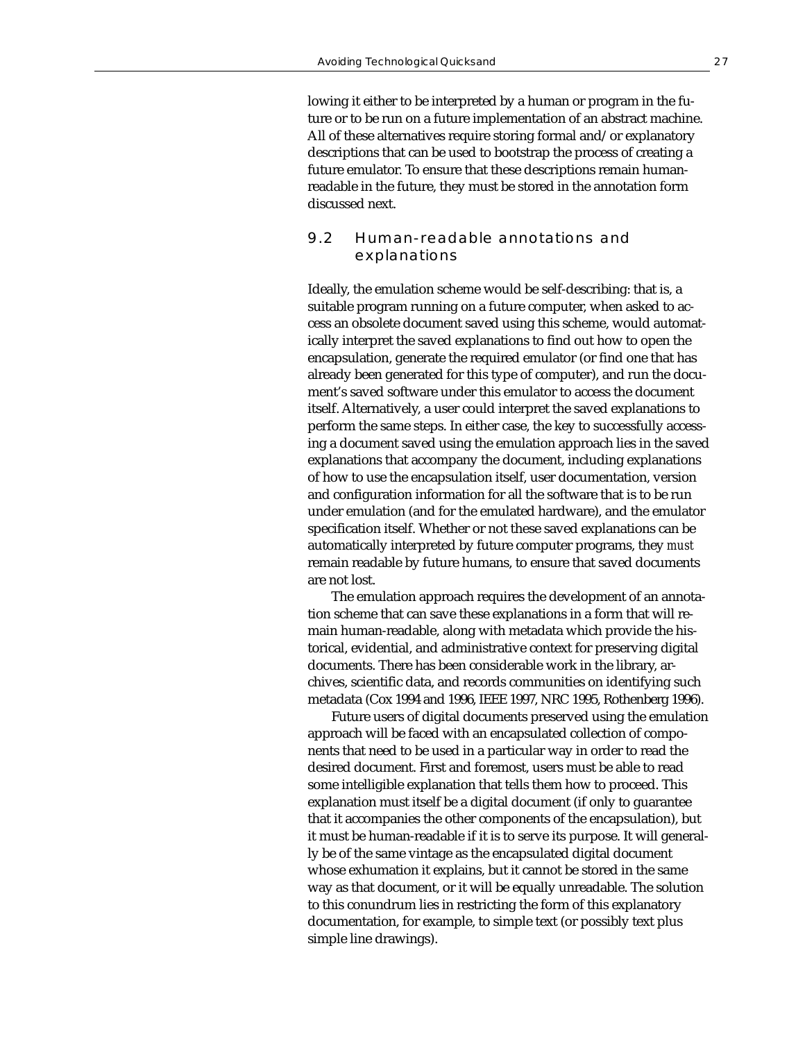lowing it either to be interpreted by a human or program in the future or to be run on a future implementation of an abstract machine. All of these alternatives require storing formal and/or explanatory descriptions that can be used to bootstrap the process of creating a future emulator. To ensure that these descriptions remain human-readable in the future, they must be stored in the annotation form discussed next.

## 9.2 Human-readable annotations and explanations

Ideally, the emulation scheme would be self-describing: that is, a suitable program running on a future computer, when asked to access an obsolete document saved using this scheme, would automatically interpret the saved explanations to find out how to open the encapsulation, generate the required emulator (or find one that has already been generated for this type of computer), and run the document's saved software under this emulator to access the document itself. Alternatively, a user could interpret the saved explanations to perform the same steps. In either case, the key to successfully accessing a document saved using the emulation approach lies in the saved explanations that accompany the document, including explanations of how to use the encapsulation itself, user documentation, version and configuration information for all the software that is to be run under emulation (and for the emulated hardware), and the emulator specification itself. Whether or not these saved explanations can be automatically interpreted by future computer programs, they *must* remain readable by future humans, to ensure that saved documents are not lost.

The emulation approach requires the development of an annotation scheme that can save these explanations in a form that will remain human-readable, along with metadata which provide the historical, evidential, and administrative context for preserving digital documents. There has been considerable work in the library, archives, scientific data, and records communities on identifying such metadata (Cox 1994 and 1996, IEEE 1997, NRC 1995, Rothenberg 1996).

Future users of digital documents preserved using the emulation approach will be faced with an encapsulated collection of components that need to be used in a particular way in order to read the desired document. First and foremost, users must be able to read some intelligible explanation that tells them how to proceed. This explanation must itself be a digital document (if only to guarantee that it accompanies the other components of the encapsulation), but it must be human-readable if it is to serve its purpose. It will generally be of the same vintage as the encapsulated digital document whose exhumation it explains, but it cannot be stored in the same way as that document, or it will be equally unreadable. The solution to this conundrum lies in restricting the form of this explanatory documentation, for example, to simple text (or possibly text plus simple line drawings).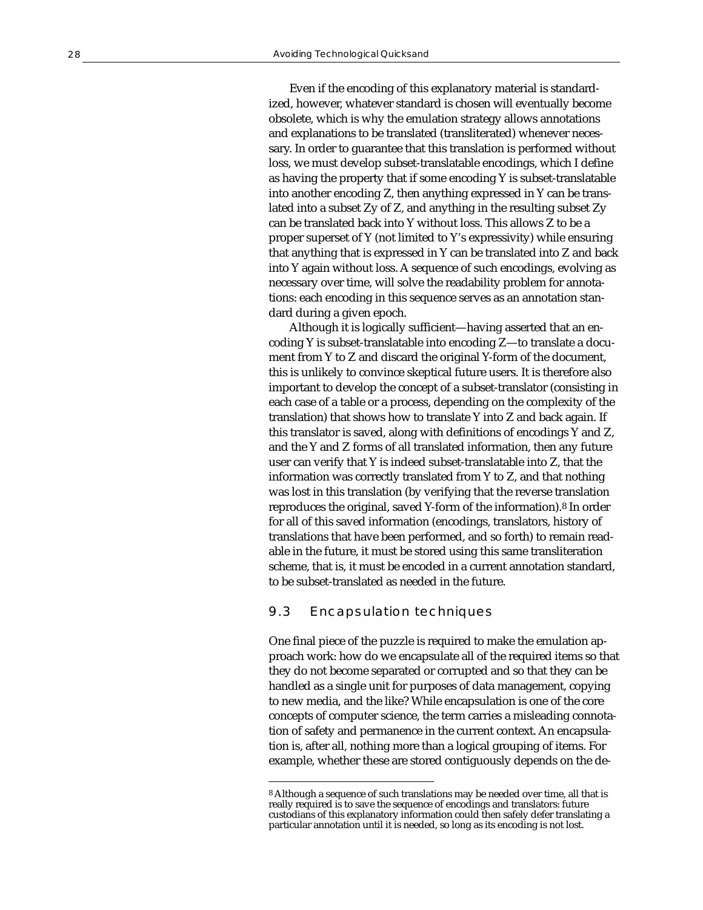Even if the encoding of this explanatory material is standardized, however, whatever standard is chosen will eventually become obsolete, which is why the emulation strategy allows annotations and explanations to be translated (transliterated) whenever necessary. In order to guarantee that this translation is performed without loss, we must develop subset-translatable encodings, which I define as having the property that if some encoding Y is subset-translatable into another encoding Z, then anything expressed in Y can be translated into a subset Zy of Z, and anything in the resulting subset Zy can be translated back into Y without loss. This allows Z to be a proper superset of Y (not limited to Y's expressivity) while ensuring that anything that is expressed in Y can be translated into Z and back into Y again without loss. A sequence of such encodings, evolving as necessary over time, will solve the readability problem for annotations: each encoding in this sequence serves as an annotation standard during a given epoch.

Although it is logically sufficient—having asserted that an encoding Y is subset-translatable into encoding Z—to translate a document from Y to Z and discard the original Y-form of the document, this is unlikely to convince skeptical future users. It is therefore also important to develop the concept of a subset-translator (consisting in each case of a table or a process, depending on the complexity of the translation) that shows how to translate Y into Z and back again. If this translator is saved, along with definitions of encodings Y and Z, and the Y and Z forms of all translated information, then any future user can verify that Y is indeed subset-translatable into Z, that the information was correctly translated from Y to Z, and that nothing was lost in this translation (by verifying that the reverse translation reproduces the original, saved Y-form of the information).[8] In order for all of this saved information (encodings, translators, history of translations that have been performed, and so forth) to remain readable in the future, it must be stored using this same transliteration scheme, that is, it must be encoded in a current annotation standard, to be subset-translated as needed in the future.

## 9.3 Encapsulation techniques

One final piece of the puzzle is required to make the emulation approach work: how do we encapsulate all of the required items so that they do not become separated or corrupted and so that they can be handled as a single unit for purposes of data management, copying to new media, and the like? While encapsulation is one of the core concepts of computer science, the term carries a misleading connotation of safety and permanence in the current context. An encapsulation is, after all, nothing more than a logical grouping of items. For example, whether these are stored contiguously depends on the de-

---

[8] Although a sequence of such translations may be needed over time, all that is really required is to save the sequence of encodings and translators: future custodians of this explanatory information could then safely defer translating a particular annotation until it is needed, so long as its encoding is not lost.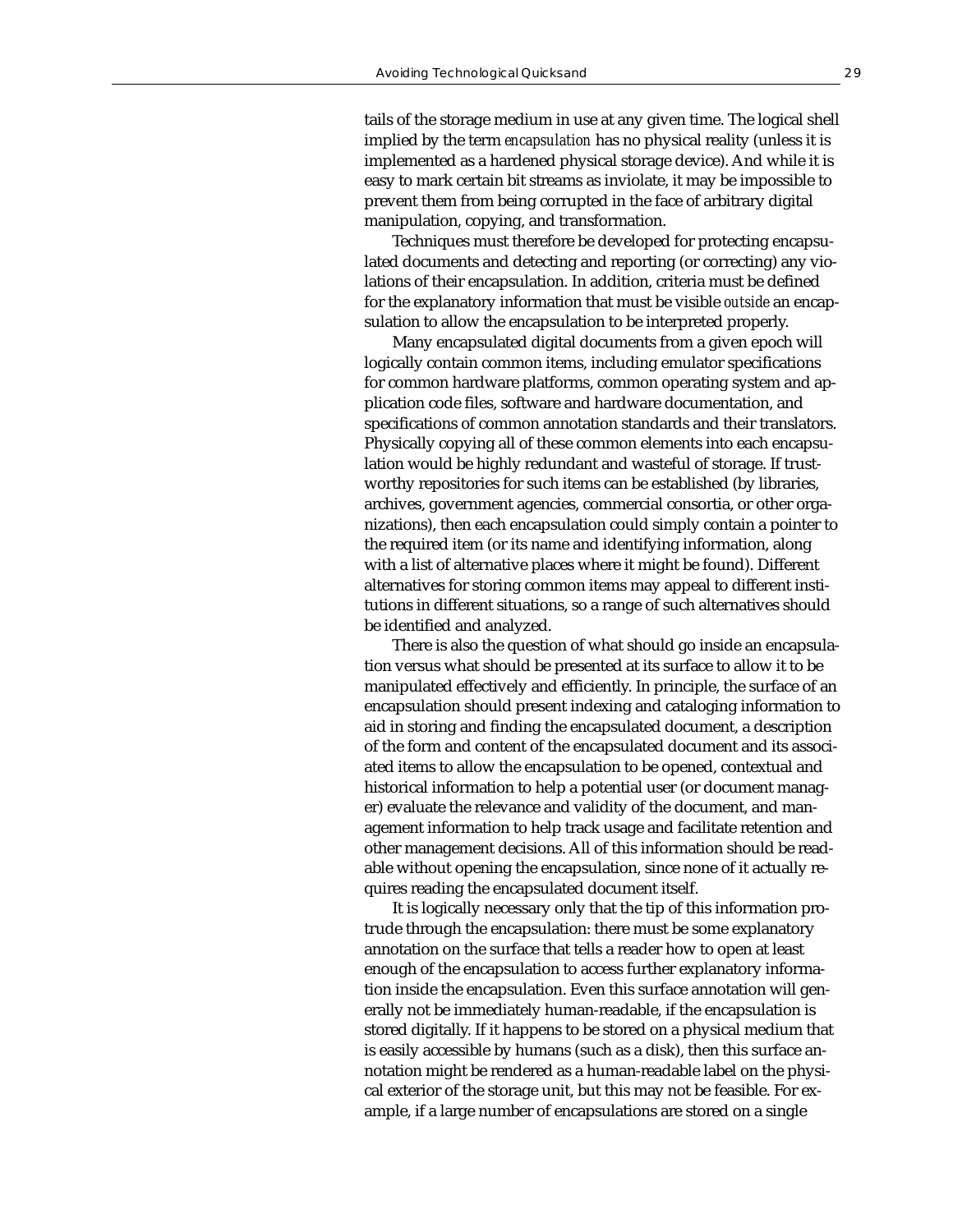tails of the storage medium in use at any given time. The logical shell implied by the term *encapsulation* has no physical reality (unless it is implemented as a hardened physical storage device). And while it is easy to mark certain bit streams as inviolate, it may be impossible to prevent them from being corrupted in the face of arbitrary digital manipulation, copying, and transformation.

Techniques must therefore be developed for protecting encapsulated documents and detecting and reporting (or correcting) any violations of their encapsulation. In addition, criteria must be defined for the explanatory information that must be visible *outside* an encapsulation to allow the encapsulation to be interpreted properly.

Many encapsulated digital documents from a given epoch will logically contain common items, including emulator specifications for common hardware platforms, common operating system and application code files, software and hardware documentation, and specifications of common annotation standards and their translators. Physically copying all of these common elements into each encapsulation would be highly redundant and wasteful of storage. If trustworthy repositories for such items can be established (by libraries, archives, government agencies, commercial consortia, or other organizations), then each encapsulation could simply contain a pointer to the required item (or its name and identifying information, along with a list of alternative places where it might be found). Different alternatives for storing common items may appeal to different institutions in different situations, so a range of such alternatives should be identified and analyzed.

There is also the question of what should go inside an encapsulation versus what should be presented at its surface to allow it to be manipulated effectively and efficiently. In principle, the surface of an encapsulation should present indexing and cataloging information to aid in storing and finding the encapsulated document, a description of the form and content of the encapsulated document and its associated items to allow the encapsulation to be opened, contextual and historical information to help a potential user (or document manager) evaluate the relevance and validity of the document, and management information to help track usage and facilitate retention and other management decisions. All of this information should be readable without opening the encapsulation, since none of it actually requires reading the encapsulated document itself.

It is logically necessary only that the tip of this information protrude through the encapsulation: there must be some explanatory annotation on the surface that tells a reader how to open at least enough of the encapsulation to access further explanatory information inside the encapsulation. Even this surface annotation will generally not be immediately human-readable, if the encapsulation is stored digitally. If it happens to be stored on a physical medium that is easily accessible by humans (such as a disk), then this surface annotation might be rendered as a human-readable label on the physical exterior of the storage unit, but this may not be feasible. For example, if a large number of encapsulations are stored on a single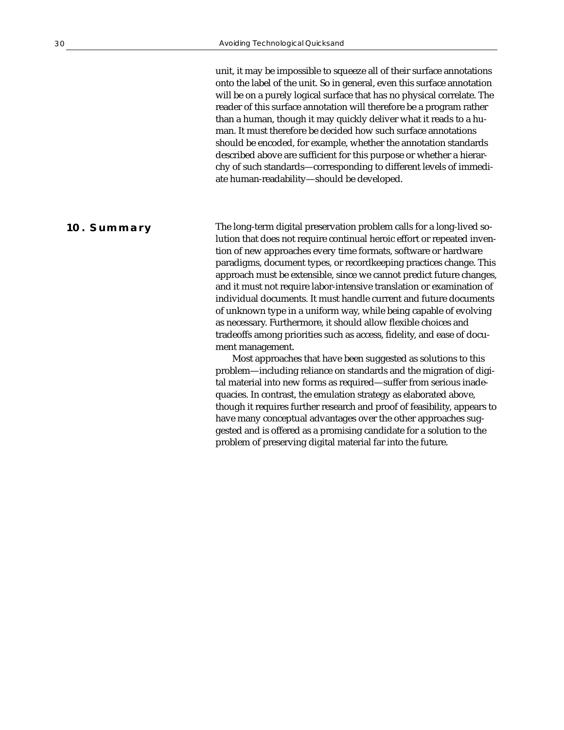unit, it may be impossible to squeeze all of their surface annotations onto the label of the unit. So in general, even this surface annotation will be on a purely logical surface that has no physical correlate. The reader of this surface annotation will therefore be a program rather than a human, though it may quickly deliver what it reads to a human. It must therefore be decided how such surface annotations should be encoded, for example, whether the annotation standards described above are sufficient for this purpose or whether a hierarchy of such standards—corresponding to different levels of immediate human-readability—should be developed.

## 10. Summary

The long-term digital preservation problem calls for a long-lived solution that does not require continual heroic effort or repeated invention of new approaches every time formats, software or hardware paradigms, document types, or recordkeeping practices change. This approach must be extensible, since we cannot predict future changes, and it must not require labor-intensive translation or examination of individual documents. It must handle current and future documents of unknown type in a uniform way, while being capable of evolving as necessary. Furthermore, it should allow flexible choices and tradeoffs among priorities such as access, fidelity, and ease of document management.

Most approaches that have been suggested as solutions to this problem—including reliance on standards and the migration of digital material into new forms as required—suffer from serious inadequacies. In contrast, the emulation strategy as elaborated above, though it requires further research and proof of feasibility, appears to have many conceptual advantages over the other approaches suggested and is offered as a promising candidate for a solution to the problem of preserving digital material far into the future.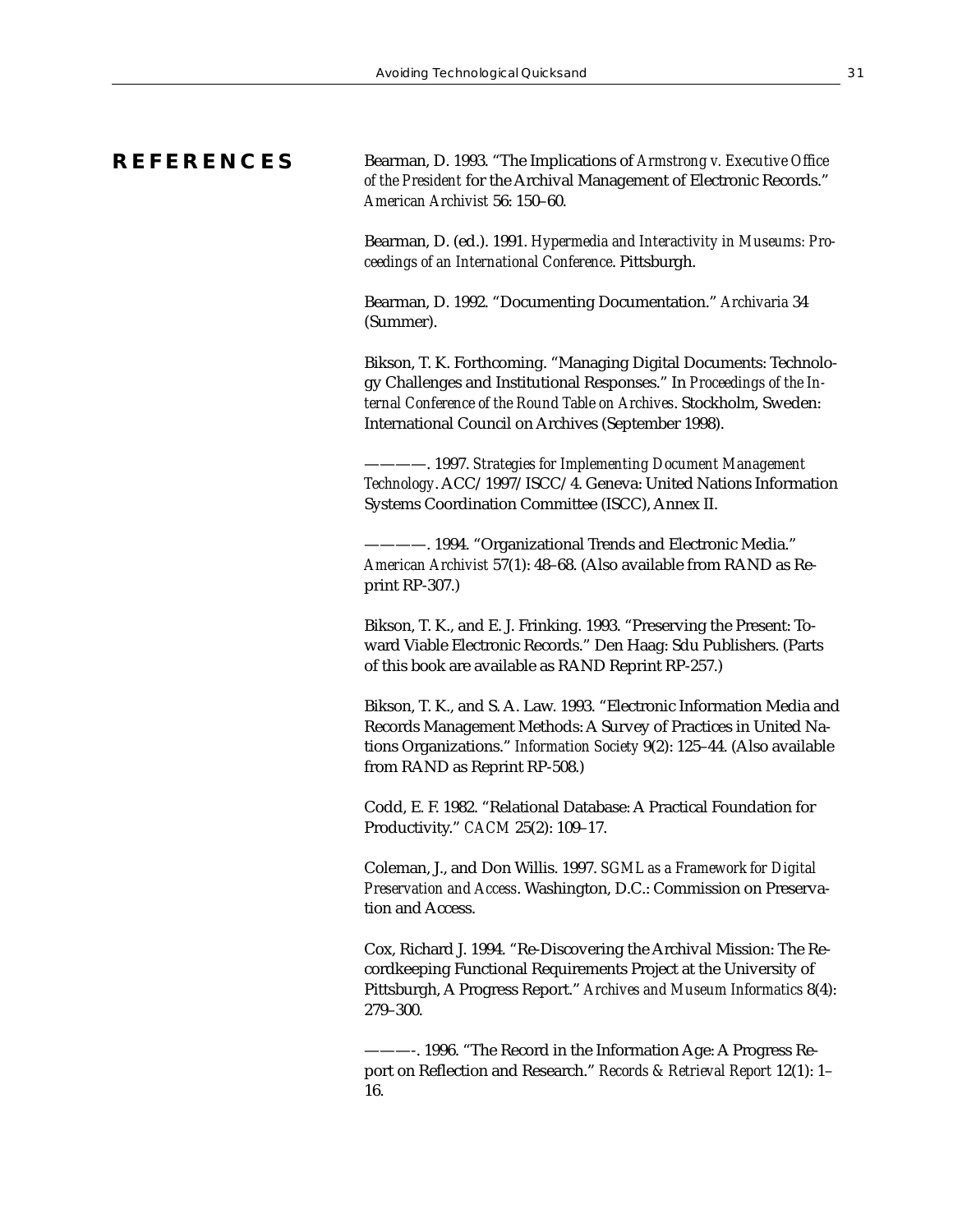## REFERENCES

Bearman, D. 1993. "The Implications of *Armstrong v. Executive Office of the President* for the Archival Management of Electronic Records." *American Archivist* 56: 150–60.

Bearman, D. (ed.). 1991. *Hypermedia and Interactivity in Museums: Proceedings of an International Conference*. Pittsburgh.

Bearman, D. 1992. "Documenting Documentation." *Archivaria* 34 (Summer).

Bikson, T. K. Forthcoming. "Managing Digital Documents: Technology Challenges and Institutional Responses." In *Proceedings of the Internal Conference of the Round Table on Archives*. Stockholm, Sweden: International Council on Archives (September 1998).

————. 1997. *Strategies for Implementing Document Management Technology*. ACC/1997/ISCC/4. Geneva: United Nations Information Systems Coordination Committee (ISCC), Annex II.

————. 1994. "Organizational Trends and Electronic Media." *American Archivist* 57(1): 48–68. (Also available from RAND as Reprint RP-307.)

Bikson, T. K., and E. J. Frinking. 1993. "Preserving the Present: Toward Viable Electronic Records." Den Haag: Sdu Publishers. (Parts of this book are available as RAND Reprint RP-257.)

Bikson, T. K., and S. A. Law. 1993. "Electronic Information Media and Records Management Methods: A Survey of Practices in United Nations Organizations." *Information Society* 9(2): 125–44. (Also available from RAND as Reprint RP-508.)

Codd, E. F. 1982. "Relational Database: A Practical Foundation for Productivity." *CACM* 25(2): 109–17.

Coleman, J., and Don Willis. 1997. *SGML as a Framework for Digital Preservation and Access*. Washington, D.C.: Commission on Preservation and Access.

Cox, Richard J. 1994. "Re-Discovering the Archival Mission: The Recordkeeping Functional Requirements Project at the University of Pittsburgh, A Progress Report." *Archives and Museum Informatics* 8(4): 279–300.

———-. 1996. "The Record in the Information Age: A Progress Report on Reflection and Research." *Records & Retrieval Report* 12(1): 1–16.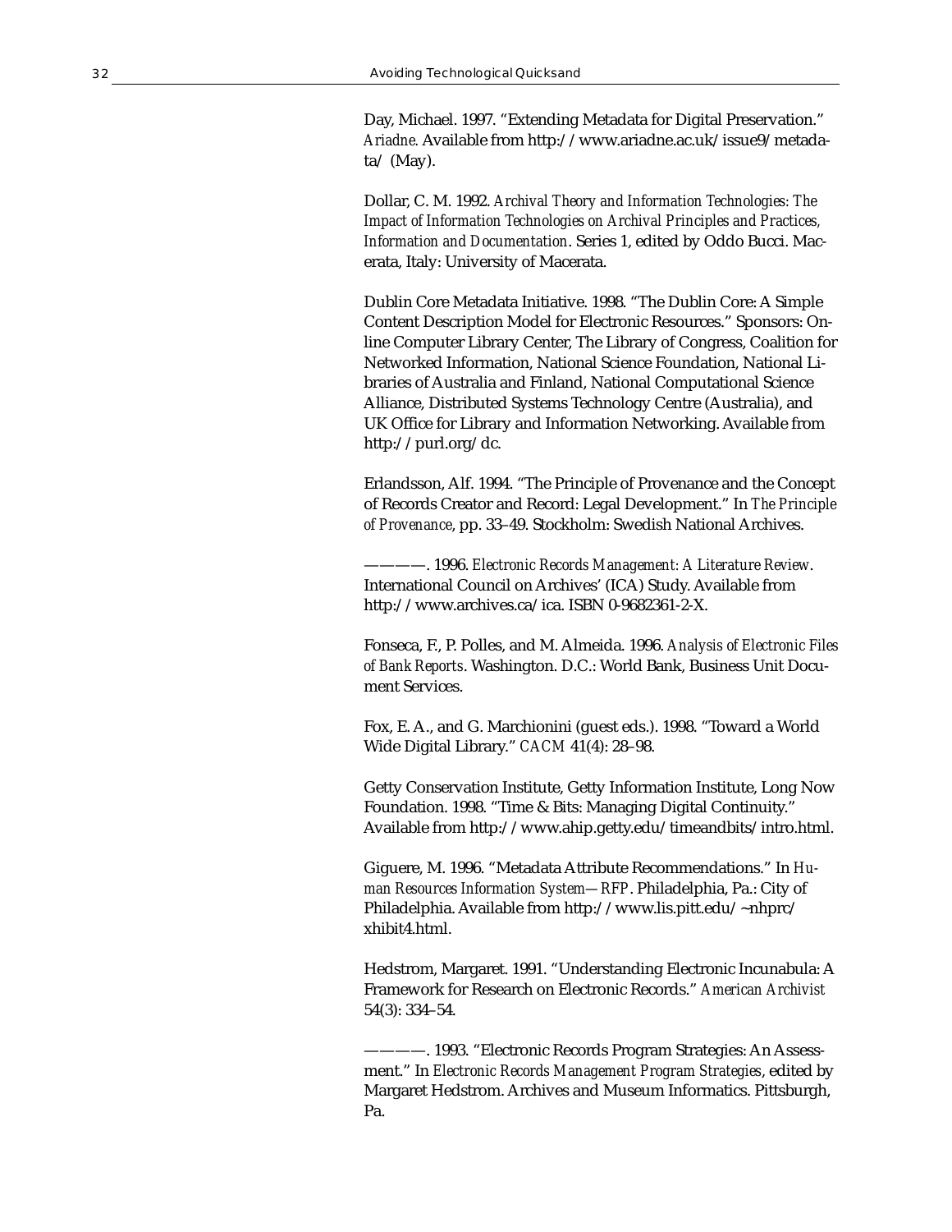Day, Michael. 1997. "Extending Metadata for Digital Preservation." *Ariadne.* Available from http://www.ariadne.ac.uk/issue9/metadata/ (May).

Dollar, C. M. 1992. *Archival Theory and Information Technologies: The Impact of Information Technologies on Archival Principles and Practices, Information and Documentation*. Series 1, edited by Oddo Bucci. Macerata, Italy: University of Macerata.

Dublin Core Metadata Initiative. 1998. "The Dublin Core: A Simple Content Description Model for Electronic Resources." Sponsors: Online Computer Library Center, The Library of Congress, Coalition for Networked Information, National Science Foundation, National Libraries of Australia and Finland, National Computational Science Alliance, Distributed Systems Technology Centre (Australia), and UK Office for Library and Information Networking. Available from http://purl.org/dc.

Erlandsson, Alf. 1994. "The Principle of Provenance and the Concept of Records Creator and Record: Legal Development." In *The Principle of Provenance*, pp. 33–49. Stockholm: Swedish National Archives.

————. 1996. *Electronic Records Management: A Literature Review*. International Council on Archives' (ICA) Study. Available from http://www.archives.ca/ica. ISBN 0-9682361-2-X.

Fonseca, F., P. Polles, and M. Almeida. 1996. *Analysis of Electronic Files of Bank Reports*. Washington. D.C.: World Bank, Business Unit Document Services.

Fox, E. A., and G. Marchionini (guest eds.). 1998. "Toward a World Wide Digital Library." *CACM* 41(4): 28–98.

Getty Conservation Institute, Getty Information Institute, Long Now Foundation. 1998. "Time & Bits: Managing Digital Continuity." Available from http://www.ahip.getty.edu/timeandbits/intro.html.

Giguere, M. 1996. "Metadata Attribute Recommendations." In *Human Resources Information System—RFP*. Philadelphia, Pa.: City of Philadelphia. Available from http://www.lis.pitt.edu/~nhprc/xhibit4.html.

Hedstrom, Margaret. 1991. "Understanding Electronic Incunabula: A Framework for Research on Electronic Records." *American Archivist* 54(3): 334–54.

————. 1993. "Electronic Records Program Strategies: An Assessment." In *Electronic Records Management Program Strategies*, edited by Margaret Hedstrom. Archives and Museum Informatics. Pittsburgh, Pa.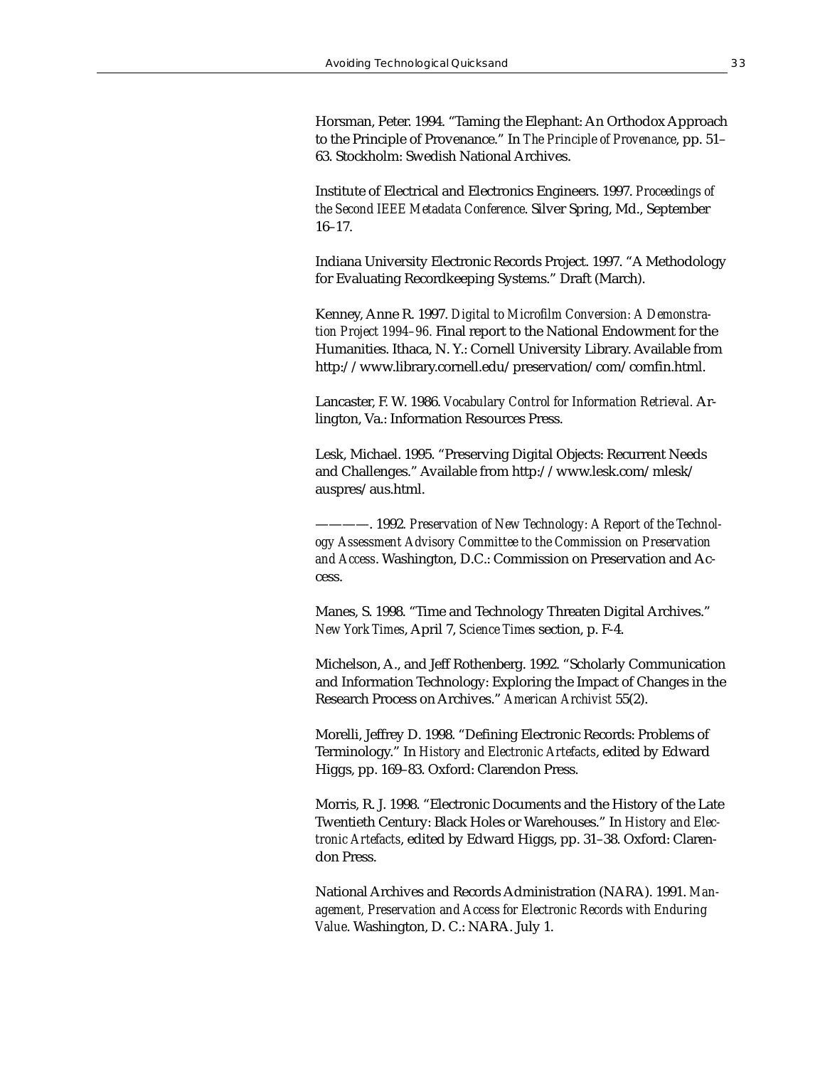Horsman, Peter. 1994. "Taming the Elephant: An Orthodox Approach to the Principle of Provenance." In *The Principle of Provenance*, pp. 51–63. Stockholm: Swedish National Archives.

Institute of Electrical and Electronics Engineers. 1997. *Proceedings of the Second IEEE Metadata Conference*. Silver Spring, Md., September 16–17.

Indiana University Electronic Records Project. 1997. "A Methodology for Evaluating Recordkeeping Systems." Draft (March).

Kenney, Anne R. 1997. *Digital to Microfilm Conversion: A Demonstration Project 1994–96.* Final report to the National Endowment for the Humanities. Ithaca, N. Y.: Cornell University Library. Available from http://www.library.cornell.edu/preservation/com/comfin.html.

Lancaster, F. W. 1986. *Vocabulary Control for Information Retrieval.* Arlington, Va.: Information Resources Press.

Lesk, Michael. 1995. "Preserving Digital Objects: Recurrent Needs and Challenges." Available from http://www.lesk.com/mlesk/auspres/aus.html.

————. 1992. *Preservation of New Technology: A Report of the Technology Assessment Advisory Committee to the Commission on Preservation and Access*. Washington, D.C.: Commission on Preservation and Access.

Manes, S. 1998. "Time and Technology Threaten Digital Archives." *New York Times*, April 7, *Science Times* section, p. F-4.

Michelson, A., and Jeff Rothenberg. 1992. "Scholarly Communication and Information Technology: Exploring the Impact of Changes in the Research Process on Archives." *American Archivist* 55(2).

Morelli, Jeffrey D. 1998. "Defining Electronic Records: Problems of Terminology." In *History and Electronic Artefacts*, edited by Edward Higgs, pp. 169–83. Oxford: Clarendon Press.

Morris, R. J. 1998. "Electronic Documents and the History of the Late Twentieth Century: Black Holes or Warehouses." In *History and Electronic Artefacts*, edited by Edward Higgs, pp. 31–38. Oxford: Clarendon Press.

National Archives and Records Administration (NARA). 1991. *Management, Preservation and Access for Electronic Records with Enduring Value*. Washington, D. C.: NARA. July 1.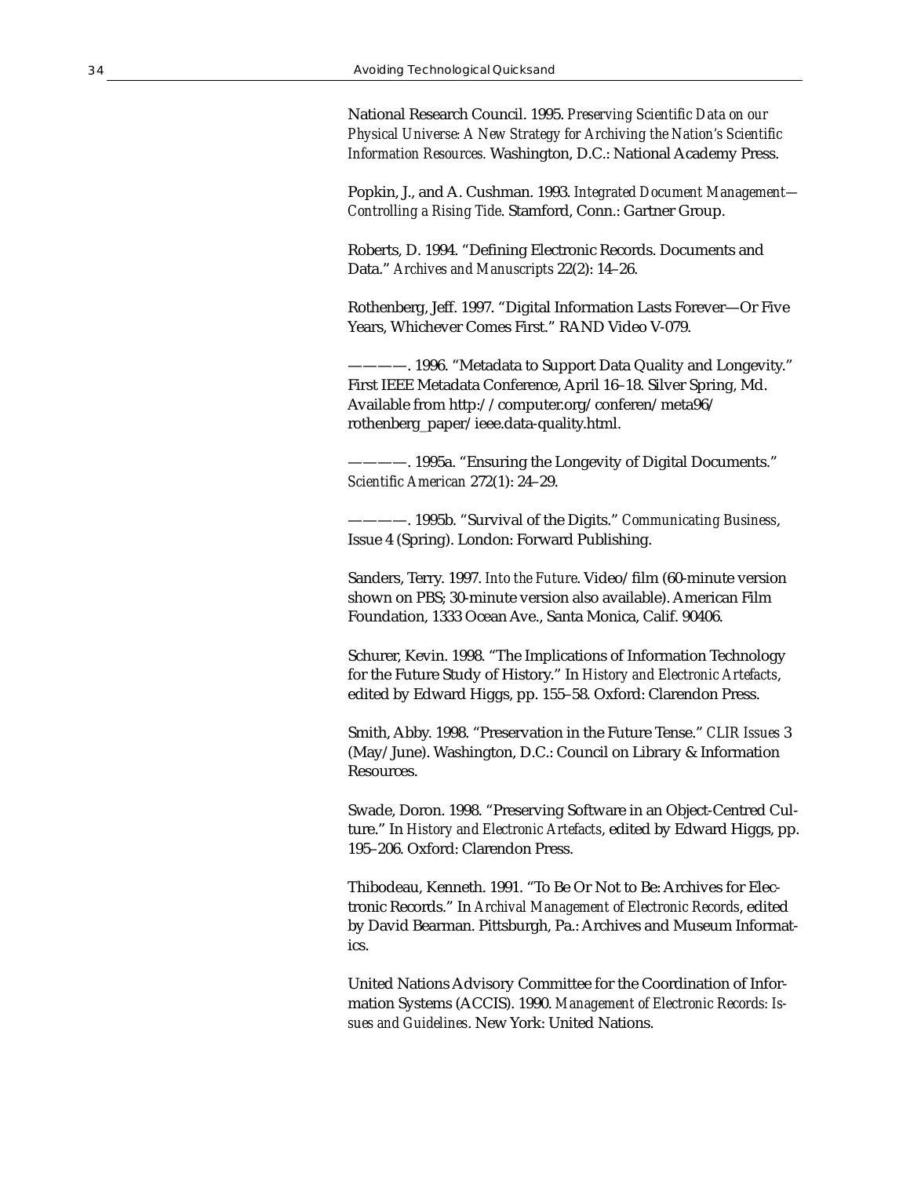National Research Council. 1995. *Preserving Scientific Data on our Physical Universe: A New Strategy for Archiving the Nation's Scientific Information Resources.* Washington, D.C.: National Academy Press.

Popkin, J., and A. Cushman. 1993. *Integrated Document Management—Controlling a Rising Tide*. Stamford, Conn.: Gartner Group.

Roberts, D. 1994. "Defining Electronic Records. Documents and Data." *Archives and Manuscripts* 22(2): 14–26.

Rothenberg, Jeff. 1997. "Digital Information Lasts Forever—Or Five Years, Whichever Comes First." RAND Video V-079.

————. 1996. "Metadata to Support Data Quality and Longevity." First IEEE Metadata Conference, April 16–18. Silver Spring, Md. Available from http://computer.org/conferen/meta96/rothenberg_paper/ieee.data-quality.html.

————. 1995a. "Ensuring the Longevity of Digital Documents." *Scientific American* 272(1): 24–29.

————. 1995b. "Survival of the Digits." *Communicating Business*, Issue 4 (Spring). London: Forward Publishing.

Sanders, Terry. 1997. *Into the Future*. Video/film (60-minute version shown on PBS; 30-minute version also available). American Film Foundation, 1333 Ocean Ave., Santa Monica, Calif. 90406.

Schurer, Kevin. 1998. "The Implications of Information Technology for the Future Study of History." In *History and Electronic Artefacts*, edited by Edward Higgs, pp. 155–58. Oxford: Clarendon Press.

Smith, Abby. 1998. "Preservation in the Future Tense." *CLIR Issues* 3 (May/June). Washington, D.C.: Council on Library & Information Resources.

Swade, Doron. 1998. "Preserving Software in an Object-Centred Culture." In *History and Electronic Artefacts*, edited by Edward Higgs, pp. 195–206. Oxford: Clarendon Press.

Thibodeau, Kenneth. 1991. "To Be Or Not to Be: Archives for Electronic Records." In *Archival Management of Electronic Records*, edited by David Bearman. Pittsburgh, Pa.: Archives and Museum Informatics.

United Nations Advisory Committee for the Coordination of Information Systems (ACCIS). 1990. *Management of Electronic Records: Issues and Guidelines*. New York: United Nations.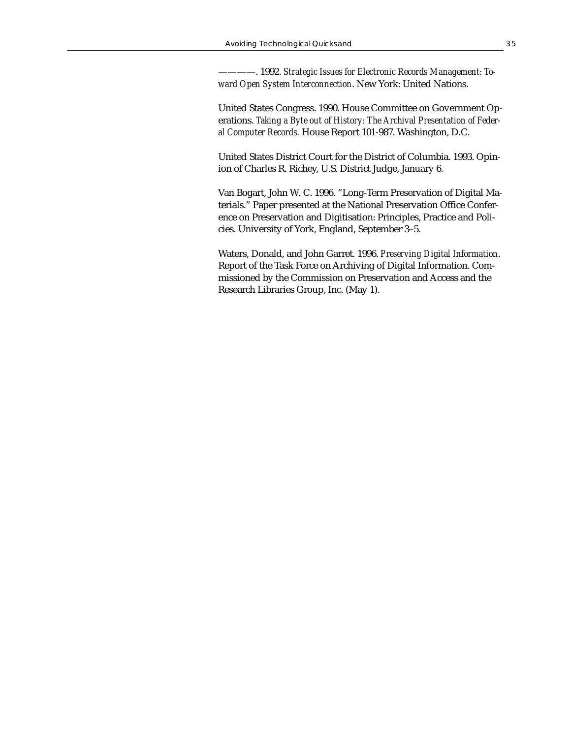————. 1992. *Strategic Issues for Electronic Records Management: Toward Open System Interconnection*. New York: United Nations.

United States Congress. 1990. House Committee on Government Operations. *Taking a Byte out of History: The Archival Presentation of Federal Computer Records.* House Report 101-987. Washington, D.C.

United States District Court for the District of Columbia. 1993. Opinion of Charles R. Richey, U.S. District Judge, January 6.

Van Bogart, John W. C. 1996. "Long-Term Preservation of Digital Materials." Paper presented at the National Preservation Office Conference on Preservation and Digitisation: Principles, Practice and Policies. University of York, England, September 3–5.

Waters, Donald, and John Garret. 1996. *Preserving Digital Information*. Report of the Task Force on Archiving of Digital Information. Commissioned by the Commission on Preservation and Access and the Research Libraries Group, Inc. (May 1).